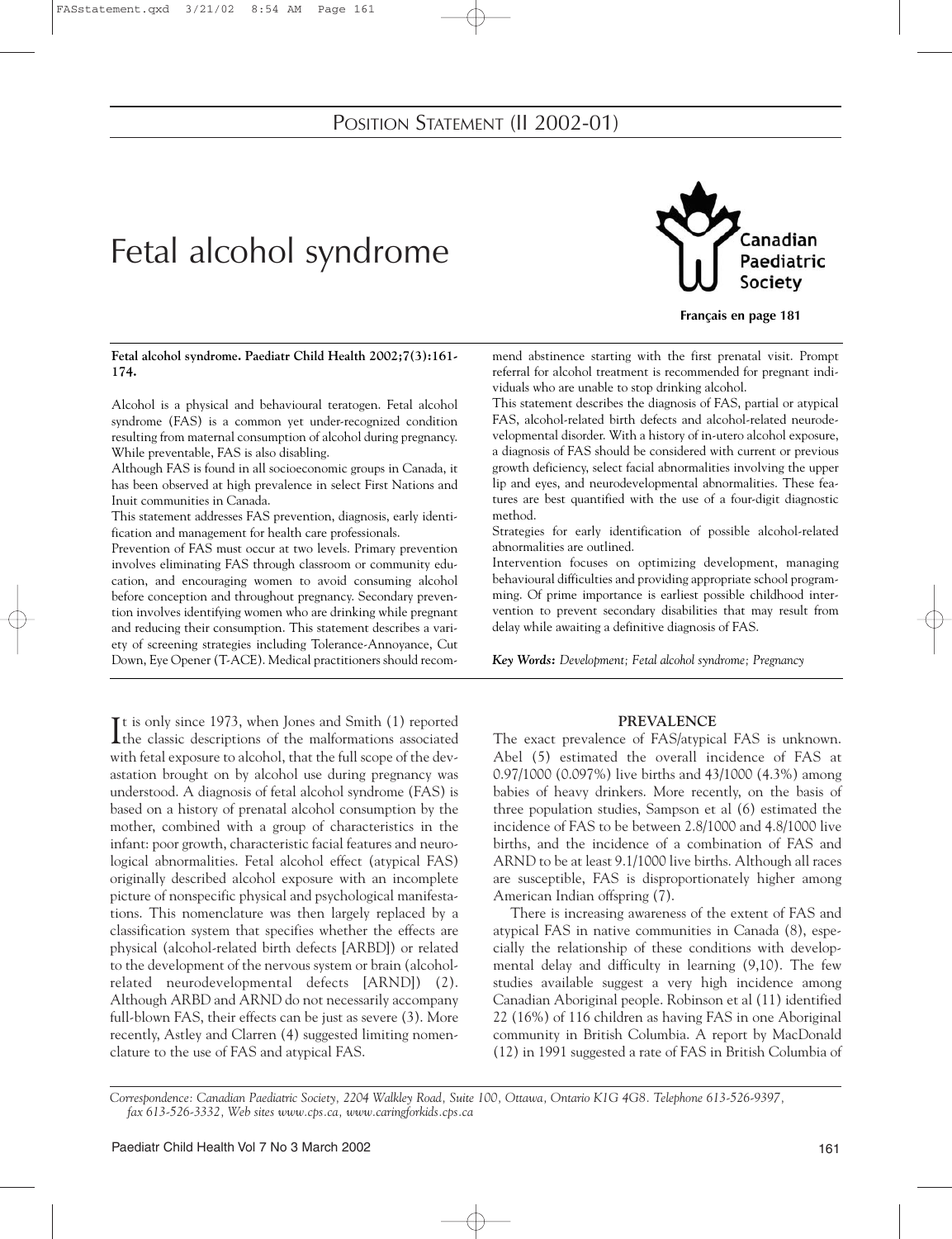POSITION STATEMENT (II 2002-01)

# Fetal alcohol syndrome

Français en page 181

**Fetal alcohol syndrome. Paediatr Child Health 2002;7(3):161-174.**

Alcohol is a physical and behavioural teratogen. Fetal alcohol syndrome (FAS) is a common yet under-recognized condition resulting from maternal consumption of alcohol during pregnancy. While preventable, FAS is also disabling.

Although FAS is found in all socioeconomic groups in Canada, it has been observed at high prevalence in select First Nations and Inuit communities in Canada.

This statement addresses FAS prevention, diagnosis, early identification and management for health care professionals.

Prevention of FAS must occur at two levels. Primary prevention involves eliminating FAS through classroom or community education, and encouraging women to avoid consuming alcohol before conception and throughout pregnancy. Secondary prevention involves identifying women who are drinking while pregnant and reducing their consumption. This statement describes a variety of screening strategies including Tolerance-Annoyance, Cut Down, Eye Opener (T-ACE). Medical practitioners should recommend abstinence starting with the first prenatal visit. Prompt referral for alcohol treatment is recommended for pregnant individuals who are unable to stop drinking alcohol.

This statement describes the diagnosis of FAS, partial or atypical FAS, alcohol-related birth defects and alcohol-related neurodevelopmental disorder. With a history of in-utero alcohol exposure, a diagnosis of FAS should be considered with current or previous growth deficiency, select facial abnormalities involving the upper lip and eyes, and neurodevelopmental abnormalities. These features are best quantified with the use of a four-digit diagnostic method.

Strategies for early identification of possible alcohol-related abnormalities are outlined.

Intervention focuses on optimizing development, managing behavioural difficulties and providing appropriate school programming. Of prime importance is earliest possible childhood intervention to prevent secondary disabilities that may result from delay while awaiting a definitive diagnosis of FAS.

***Key Words:*** *Development; Fetal alcohol syndrome; Pregnancy*

It is only since 1973, when Jones and Smith (1) reported the classic descriptions of the malformations associated with fetal exposure to alcohol, that the full scope of the devastation brought on by alcohol use during pregnancy was understood. A diagnosis of fetal alcohol syndrome (FAS) is based on a history of prenatal alcohol consumption by the mother, combined with a group of characteristics in the infant: poor growth, characteristic facial features and neurological abnormalities. Fetal alcohol effect (atypical FAS) originally described alcohol exposure with an incomplete picture of nonspecific physical and psychological manifestations. This nomenclature was then largely replaced by a classification system that specifies whether the effects are physical (alcohol-related birth defects [ARBD]) or related to the development of the nervous system or brain (alcohol-related neurodevelopmental defects [ARND]) (2). Although ARBD and ARND do not necessarily accompany full-blown FAS, their effects can be just as severe (3). More recently, Astley and Clarren (4) suggested limiting nomenclature to the use of FAS and atypical FAS.

## PREVALENCE

The exact prevalence of FAS/atypical FAS is unknown. Abel (5) estimated the overall incidence of FAS at 0.97/1000 (0.097%) live births and 43/1000 (4.3%) among babies of heavy drinkers. More recently, on the basis of three population studies, Sampson et al (6) estimated the incidence of FAS to be between 2.8/1000 and 4.8/1000 live births, and the incidence of a combination of FAS and ARND to be at least 9.1/1000 live births. Although all races are susceptible, FAS is disproportionately higher among American Indian offspring (7).

There is increasing awareness of the extent of FAS and atypical FAS in native communities in Canada (8), especially the relationship of these conditions with developmental delay and difficulty in learning (9,10). The few studies available suggest a very high incidence among Canadian Aboriginal people. Robinson et al (11) identified 22 (16%) of 116 children as having FAS in one Aboriginal community in British Columbia. A report by MacDonald (12) in 1991 suggested a rate of FAS in British Columbia of

*Correspondence: Canadian Paediatric Society, 2204 Walkley Road, Suite 100, Ottawa, Ontario K1G 4G8. Telephone 613-526-9397, fax 613-526-3332, Web sites www.cps.ca, www.caringforkids.cps.ca*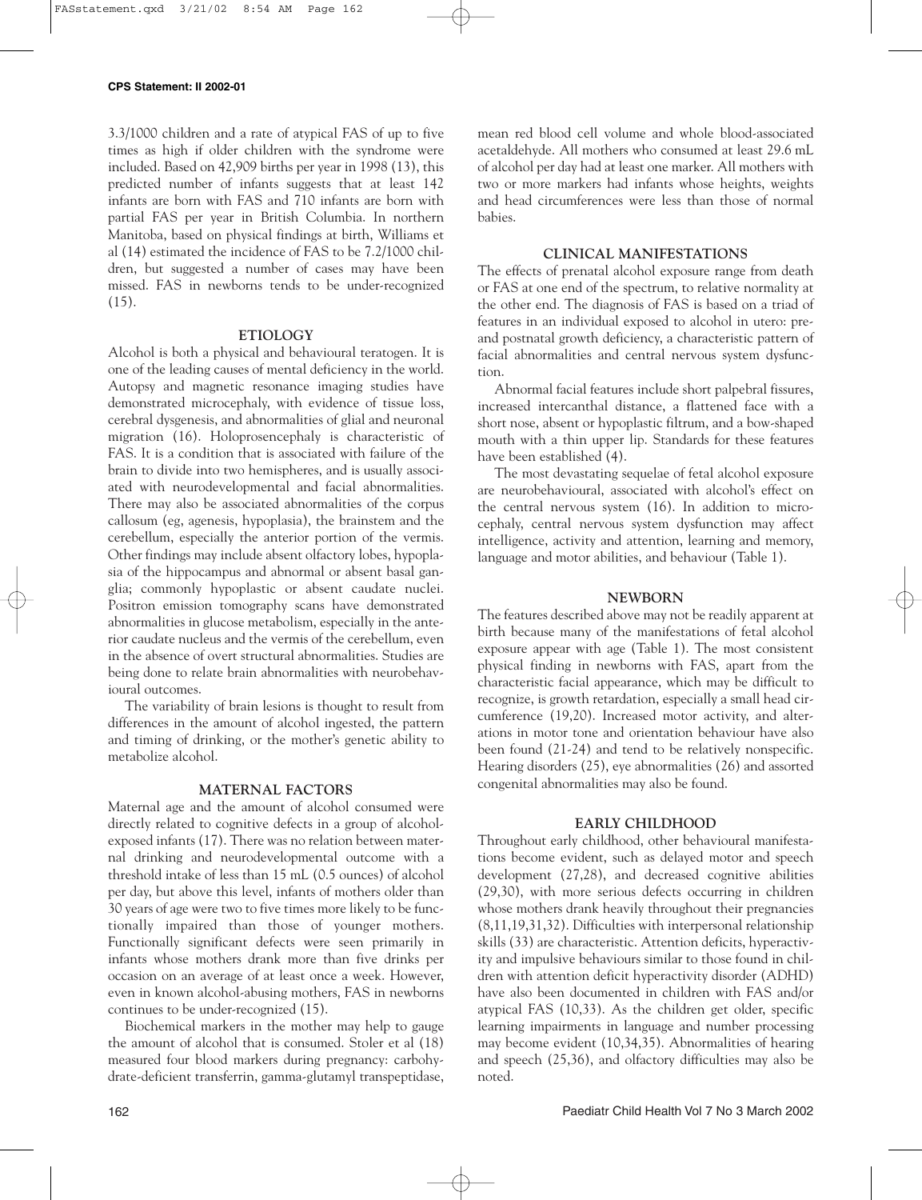3.3/1000 children and a rate of atypical FAS of up to five times as high if older children with the syndrome were included. Based on 42,909 births per year in 1998 (13), this predicted number of infants suggests that at least 142 infants are born with FAS and 710 infants are born with partial FAS per year in British Columbia. In northern Manitoba, based on physical findings at birth, Williams et al (14) estimated the incidence of FAS to be 7.2/1000 children, but suggested a number of cases may have been missed. FAS in newborns tends to be under-recognized (15).

## ETIOLOGY

Alcohol is both a physical and behavioural teratogen. It is one of the leading causes of mental deficiency in the world. Autopsy and magnetic resonance imaging studies have demonstrated microcephaly, with evidence of tissue loss, cerebral dysgenesis, and abnormalities of glial and neuronal migration (16). Holoprosencephaly is characteristic of FAS. It is a condition that is associated with failure of the brain to divide into two hemispheres, and is usually associated with neurodevelopmental and facial abnormalities. There may also be associated abnormalities of the corpus callosum (eg, agenesis, hypoplasia), the brainstem and the cerebellum, especially the anterior portion of the vermis. Other findings may include absent olfactory lobes, hypoplasia of the hippocampus and abnormal or absent basal ganglia; commonly hypoplastic or absent caudate nuclei. Positron emission tomography scans have demonstrated abnormalities in glucose metabolism, especially in the anterior caudate nucleus and the vermis of the cerebellum, even in the absence of overt structural abnormalities. Studies are being done to relate brain abnormalities with neurobehavioural outcomes.

The variability of brain lesions is thought to result from differences in the amount of alcohol ingested, the pattern and timing of drinking, or the mother's genetic ability to metabolize alcohol.

## MATERNAL FACTORS

Maternal age and the amount of alcohol consumed were directly related to cognitive defects in a group of alcohol-exposed infants (17). There was no relation between maternal drinking and neurodevelopmental outcome with a threshold intake of less than 15 mL (0.5 ounces) of alcohol per day, but above this level, infants of mothers older than 30 years of age were two to five times more likely to be functionally impaired than those of younger mothers. Functionally significant defects were seen primarily in infants whose mothers drank more than five drinks per occasion on an average of at least once a week. However, even in known alcohol-abusing mothers, FAS in newborns continues to be under-recognized (15).

Biochemical markers in the mother may help to gauge the amount of alcohol that is consumed. Stoler et al (18) measured four blood markers during pregnancy: carbohydrate-deficient transferrin, gamma-glutamyl transpeptidase, mean red blood cell volume and whole blood-associated acetaldehyde. All mothers who consumed at least 29.6 mL of alcohol per day had at least one marker. All mothers with two or more markers had infants whose heights, weights and head circumferences were less than those of normal babies.

## CLINICAL MANIFESTATIONS

The effects of prenatal alcohol exposure range from death or FAS at one end of the spectrum, to relative normality at the other end. The diagnosis of FAS is based on a triad of features in an individual exposed to alcohol in utero: pre- and postnatal growth deficiency, a characteristic pattern of facial abnormalities and central nervous system dysfunction.

Abnormal facial features include short palpebral fissures, increased intercanthal distance, a flattened face with a short nose, absent or hypoplastic filtrum, and a bow-shaped mouth with a thin upper lip. Standards for these features have been established (4).

The most devastating sequelae of fetal alcohol exposure are neurobehavioural, associated with alcohol's effect on the central nervous system (16). In addition to microcephaly, central nervous system dysfunction may affect intelligence, activity and attention, learning and memory, language and motor abilities, and behaviour (Table 1).

## NEWBORN

The features described above may not be readily apparent at birth because many of the manifestations of fetal alcohol exposure appear with age (Table 1). The most consistent physical finding in newborns with FAS, apart from the characteristic facial appearance, which may be difficult to recognize, is growth retardation, especially a small head circumference (19,20). Increased motor activity, and alterations in motor tone and orientation behaviour have also been found (21-24) and tend to be relatively nonspecific. Hearing disorders (25), eye abnormalities (26) and assorted congenital abnormalities may also be found.

## EARLY CHILDHOOD

Throughout early childhood, other behavioural manifestations become evident, such as delayed motor and speech development (27,28), and decreased cognitive abilities (29,30), with more serious defects occurring in children whose mothers drank heavily throughout their pregnancies (8,11,19,31,32). Difficulties with interpersonal relationship skills (33) are characteristic. Attention deficits, hyperactivity and impulsive behaviours similar to those found in children with attention deficit hyperactivity disorder (ADHD) have also been documented in children with FAS and/or atypical FAS (10,33). As the children get older, specific learning impairments in language and number processing may become evident (10,34,35). Abnormalities of hearing and speech (25,36), and olfactory difficulties may also be noted.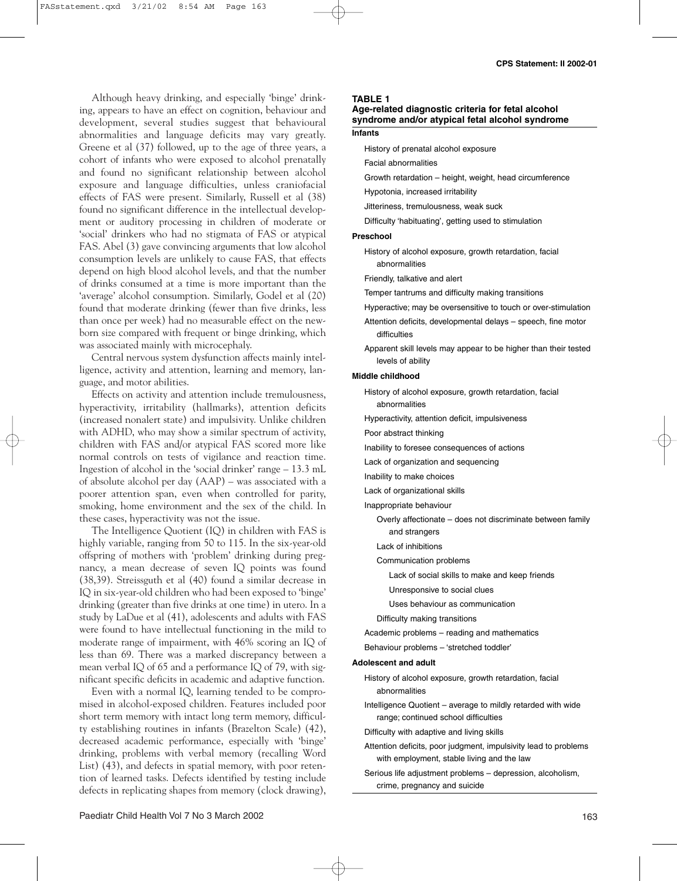Although heavy drinking, and especially 'binge' drinking, appears to have an effect on cognition, behaviour and development, several studies suggest that behavioural abnormalities and language deficits may vary greatly. Greene et al (37) followed, up to the age of three years, a cohort of infants who were exposed to alcohol prenatally and found no significant relationship between alcohol exposure and language difficulties, unless craniofacial effects of FAS were present. Similarly, Russell et al (38) found no significant difference in the intellectual development or auditory processing in children of moderate or 'social' drinkers who had no stigmata of FAS or atypical FAS. Abel (3) gave convincing arguments that low alcohol consumption levels are unlikely to cause FAS, that effects depend on high blood alcohol levels, and that the number of drinks consumed at a time is more important than the 'average' alcohol consumption. Similarly, Godel et al (20) found that moderate drinking (fewer than five drinks, less than once per week) had no measurable effect on the newborn size compared with frequent or binge drinking, which was associated mainly with microcephaly.

Central nervous system dysfunction affects mainly intelligence, activity and attention, learning and memory, language, and motor abilities.

Effects on activity and attention include tremulousness, hyperactivity, irritability (hallmarks), attention deficits (increased nonalert state) and impulsivity. Unlike children with ADHD, who may show a similar spectrum of activity, children with FAS and/or atypical FAS scored more like normal controls on tests of vigilance and reaction time. Ingestion of alcohol in the 'social drinker' range – 13.3 mL of absolute alcohol per day (AAP) – was associated with a poorer attention span, even when controlled for parity, smoking, home environment and the sex of the child. In these cases, hyperactivity was not the issue.

The Intelligence Quotient (IQ) in children with FAS is highly variable, ranging from 50 to 115. In the six-year-old offspring of mothers with 'problem' drinking during pregnancy, a mean decrease of seven IQ points was found (38,39). Streissguth et al (40) found a similar decrease in IQ in six-year-old children who had been exposed to 'binge' drinking (greater than five drinks at one time) in utero. In a study by LaDue et al (41), adolescents and adults with FAS were found to have intellectual functioning in the mild to moderate range of impairment, with 46% scoring an IQ of less than 69. There was a marked discrepancy between a mean verbal IQ of 65 and a performance IQ of 79, with significant specific deficits in academic and adaptive function.

Even with a normal IQ, learning tended to be compromised in alcohol-exposed children. Features included poor short term memory with intact long term memory, difficulty establishing routines in infants (Brazelton Scale) (42), decreased academic performance, especially with 'binge' drinking, problems with verbal memory (recalling Word List) (43), and defects in spatial memory, with poor retention of learned tasks. Defects identified by testing include defects in replicating shapes from memory (clock drawing),

**TABLE 1**
**Age-related diagnostic criteria for fetal alcohol syndrome and/or atypical fetal alcohol syndrome**

**Infants**

- History of prenatal alcohol exposure
- Facial abnormalities
- Growth retardation – height, weight, head circumference
- Hypotonia, increased irritability
- Jitteriness, tremulousness, weak suck
- Difficulty 'habituating', getting used to stimulation

**Preschool**

- History of alcohol exposure, growth retardation, facial abnormalities
- Friendly, talkative and alert
- Temper tantrums and difficulty making transitions
- Hyperactive; may be oversensitive to touch or over-stimulation
- Attention deficits, developmental delays – speech, fine motor difficulties
- Apparent skill levels may appear to be higher than their tested levels of ability

**Middle childhood**

- History of alcohol exposure, growth retardation, facial abnormalities
- Hyperactivity, attention deficit, impulsiveness
- Poor abstract thinking
- Inability to foresee consequences of actions
- Lack of organization and sequencing
- Inability to make choices
- Lack of organizational skills
- Inappropriate behaviour
  - Overly affectionate – does not discriminate between family and strangers
  - Lack of inhibitions
  - Communication problems
    - Lack of social skills to make and keep friends
    - Unresponsive to social clues
    - Uses behaviour as communication
  - Difficulty making transitions
- Academic problems – reading and mathematics
- Behaviour problems – 'stretched toddler'

**Adolescent and adult**

- History of alcohol exposure, growth retardation, facial abnormalities
- Intelligence Quotient – average to mildly retarded with wide range; continued school difficulties
- Difficulty with adaptive and living skills
- Attention deficits, poor judgment, impulsivity lead to problems with employment, stable living and the law
- Serious life adjustment problems – depression, alcoholism, crime, pregnancy and suicide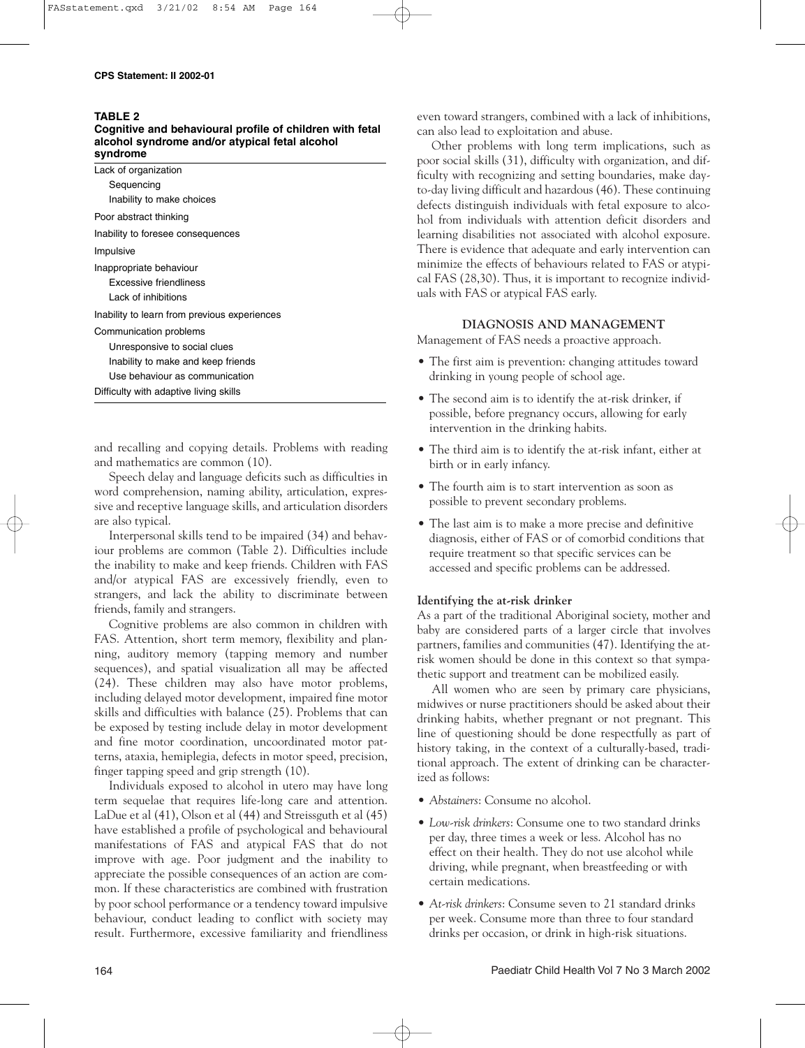**TABLE 2**
**Cognitive and behavioural profile of children with fetal alcohol syndrome and/or atypical fetal alcohol syndrome**

| |
|---|
| Lack of organization |
| Sequencing |
| Inability to make choices |
| Poor abstract thinking |
| Inability to foresee consequences |
| Impulsive |
| Inappropriate behaviour |
| Excessive friendliness |
| Lack of inhibitions |
| Inability to learn from previous experiences |
| Communication problems |
| Unresponsive to social clues |
| Inability to make and keep friends |
| Use behaviour as communication |
| Difficulty with adaptive living skills |

and recalling and copying details. Problems with reading and mathematics are common (10).

Speech delay and language deficits such as difficulties in word comprehension, naming ability, articulation, expressive and receptive language skills, and articulation disorders are also typical.

Interpersonal skills tend to be impaired (34) and behaviour problems are common (Table 2). Difficulties include the inability to make and keep friends. Children with FAS and/or atypical FAS are excessively friendly, even to strangers, and lack the ability to discriminate between friends, family and strangers.

Cognitive problems are also common in children with FAS. Attention, short term memory, flexibility and planning, auditory memory (tapping memory and number sequences), and spatial visualization all may be affected (24). These children may also have motor problems, including delayed motor development, impaired fine motor skills and difficulties with balance (25). Problems that can be exposed by testing include delay in motor development and fine motor coordination, uncoordinated motor patterns, ataxia, hemiplegia, defects in motor speed, precision, finger tapping speed and grip strength (10).

Individuals exposed to alcohol in utero may have long term sequelae that requires life-long care and attention. LaDue et al (41), Olson et al (44) and Streissguth et al (45) have established a profile of psychological and behavioural manifestations of FAS and atypical FAS that do not improve with age. Poor judgment and the inability to appreciate the possible consequences of an action are common. If these characteristics are combined with frustration by poor school performance or a tendency toward impulsive behaviour, conduct leading to conflict with society may result. Furthermore, excessive familiarity and friendliness even toward strangers, combined with a lack of inhibitions, can also lead to exploitation and abuse.

Other problems with long term implications, such as poor social skills (31), difficulty with organization, and difficulty with recognizing and setting boundaries, make day-to-day living difficult and hazardous (46). These continuing defects distinguish individuals with fetal exposure to alcohol from individuals with attention deficit disorders and learning disabilities not associated with alcohol exposure. There is evidence that adequate and early intervention can minimize the effects of behaviours related to FAS or atypical FAS (28,30). Thus, it is important to recognize individuals with FAS or atypical FAS early.

## DIAGNOSIS AND MANAGEMENT

Management of FAS needs a proactive approach.

- The first aim is prevention: changing attitudes toward drinking in young people of school age.
- The second aim is to identify the at-risk drinker, if possible, before pregnancy occurs, allowing for early intervention in the drinking habits.
- The third aim is to identify the at-risk infant, either at birth or in early infancy.
- The fourth aim is to start intervention as soon as possible to prevent secondary problems.
- The last aim is to make a more precise and definitive diagnosis, either of FAS or of comorbid conditions that require treatment so that specific services can be accessed and specific problems can be addressed.

### Identifying the at-risk drinker

As a part of the traditional Aboriginal society, mother and baby are considered parts of a larger circle that involves partners, families and communities (47). Identifying the at-risk women should be done in this context so that sympathetic support and treatment can be mobilized easily.

All women who are seen by primary care physicians, midwives or nurse practitioners should be asked about their drinking habits, whether pregnant or not pregnant. This line of questioning should be done respectfully as part of history taking, in the context of a culturally-based, traditional approach. The extent of drinking can be characterized as follows:

- *Abstainers*: Consume no alcohol.
- *Low-risk drinkers*: Consume one to two standard drinks per day, three times a week or less. Alcohol has no effect on their health. They do not use alcohol while driving, while pregnant, when breastfeeding or with certain medications.
- *At-risk drinkers*: Consume seven to 21 standard drinks per week. Consume more than three to four standard drinks per occasion, or drink in high-risk situations.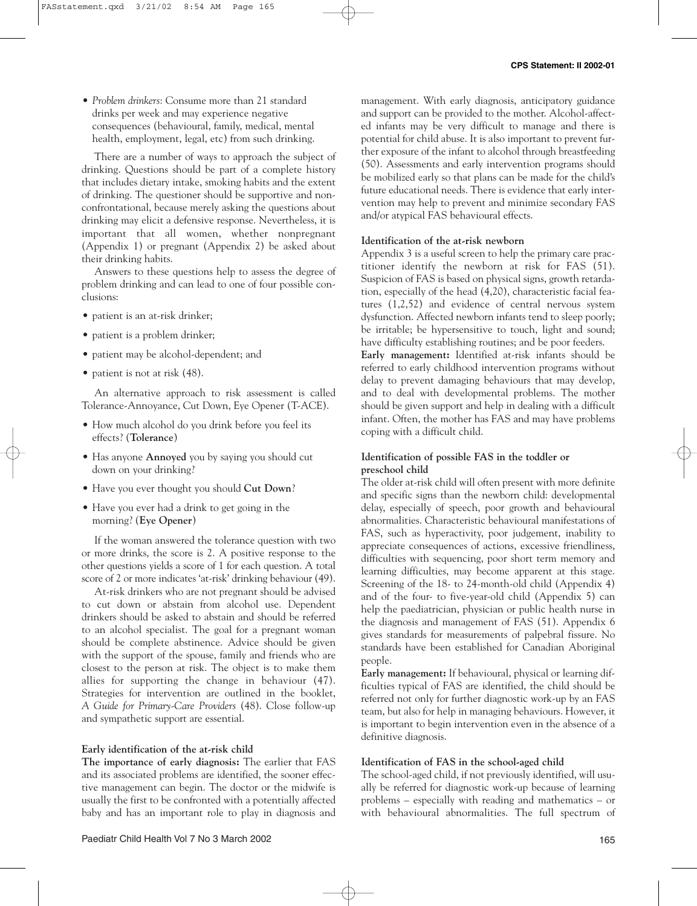- *Problem drinkers*: Consume more than 21 standard drinks per week and may experience negative consequences (behavioural, family, medical, mental health, employment, legal, etc) from such drinking.

There are a number of ways to approach the subject of drinking. Questions should be part of a complete history that includes dietary intake, smoking habits and the extent of drinking. The questioner should be supportive and nonconfrontational, because merely asking the questions about drinking may elicit a defensive response. Nevertheless, it is important that all women, whether nonpregnant (Appendix 1) or pregnant (Appendix 2) be asked about their drinking habits.

Answers to these questions help to assess the degree of problem drinking and can lead to one of four possible conclusions:

- patient is an at-risk drinker;
- patient is a problem drinker;
- patient may be alcohol-dependent; and
- patient is not at risk (48).

An alternative approach to risk assessment is called Tolerance-Annoyance, Cut Down, Eye Opener (T-ACE).

- How much alcohol do you drink before you feel its effects? (**Tolerance**)
- Has anyone **Annoyed** you by saying you should cut down on your drinking?
- Have you ever thought you should **Cut Down**?
- Have you ever had a drink to get going in the morning? (**Eye Opener**)

If the woman answered the tolerance question with two or more drinks, the score is 2. A positive response to the other questions yields a score of 1 for each question. A total score of 2 or more indicates 'at-risk' drinking behaviour (49).

At-risk drinkers who are not pregnant should be advised to cut down or abstain from alcohol use. Dependent drinkers should be asked to abstain and should be referred to an alcohol specialist. The goal for a pregnant woman should be complete abstinence. Advice should be given with the support of the spouse, family and friends who are closest to the person at risk. The object is to make them allies for supporting the change in behaviour (47). Strategies for intervention are outlined in the booklet, *A Guide for Primary-Care Providers* (48). Close follow-up and sympathetic support are essential.

**Early identification of the at-risk child**

**The importance of early diagnosis:** The earlier that FAS and its associated problems are identified, the sooner effective management can begin. The doctor or the midwife is usually the first to be confronted with a potentially affected baby and has an important role to play in diagnosis and management. With early diagnosis, anticipatory guidance and support can be provided to the mother. Alcohol-affected infants may be very difficult to manage and there is potential for child abuse. It is also important to prevent further exposure of the infant to alcohol through breastfeeding (50). Assessments and early intervention programs should be mobilized early so that plans can be made for the child's future educational needs. There is evidence that early intervention may help to prevent and minimize secondary FAS and/or atypical FAS behavioural effects.

**Identification of the at-risk newborn**

Appendix 3 is a useful screen to help the primary care practitioner identify the newborn at risk for FAS (51). Suspicion of FAS is based on physical signs, growth retardation, especially of the head (4,20), characteristic facial features (1,2,52) and evidence of central nervous system dysfunction. Affected newborn infants tend to sleep poorly; be irritable; be hypersensitive to touch, light and sound; have difficulty establishing routines; and be poor feeders.

**Early management:** Identified at-risk infants should be referred to early childhood intervention programs without delay to prevent damaging behaviours that may develop, and to deal with developmental problems. The mother should be given support and help in dealing with a difficult infant. Often, the mother has FAS and may have problems coping with a difficult child.

**Identification of possible FAS in the toddler or preschool child**

The older at-risk child will often present with more definite and specific signs than the newborn child: developmental delay, especially of speech, poor growth and behavioural abnormalities. Characteristic behavioural manifestations of FAS, such as hyperactivity, poor judgement, inability to appreciate consequences of actions, excessive friendliness, difficulties with sequencing, poor short term memory and learning difficulties, may become apparent at this stage. Screening of the 18- to 24-month-old child (Appendix 4) and of the four- to five-year-old child (Appendix 5) can help the paediatrician, physician or public health nurse in the diagnosis and management of FAS (51). Appendix 6 gives standards for measurements of palpebral fissure. No standards have been established for Canadian Aboriginal people.

**Early management:** If behavioural, physical or learning difficulties typical of FAS are identified, the child should be referred not only for further diagnostic work-up by an FAS team, but also for help in managing behaviours. However, it is important to begin intervention even in the absence of a definitive diagnosis.

**Identification of FAS in the school-aged child**

The school-aged child, if not previously identified, will usually be referred for diagnostic work-up because of learning problems – especially with reading and mathematics – or with behavioural abnormalities. The full spectrum of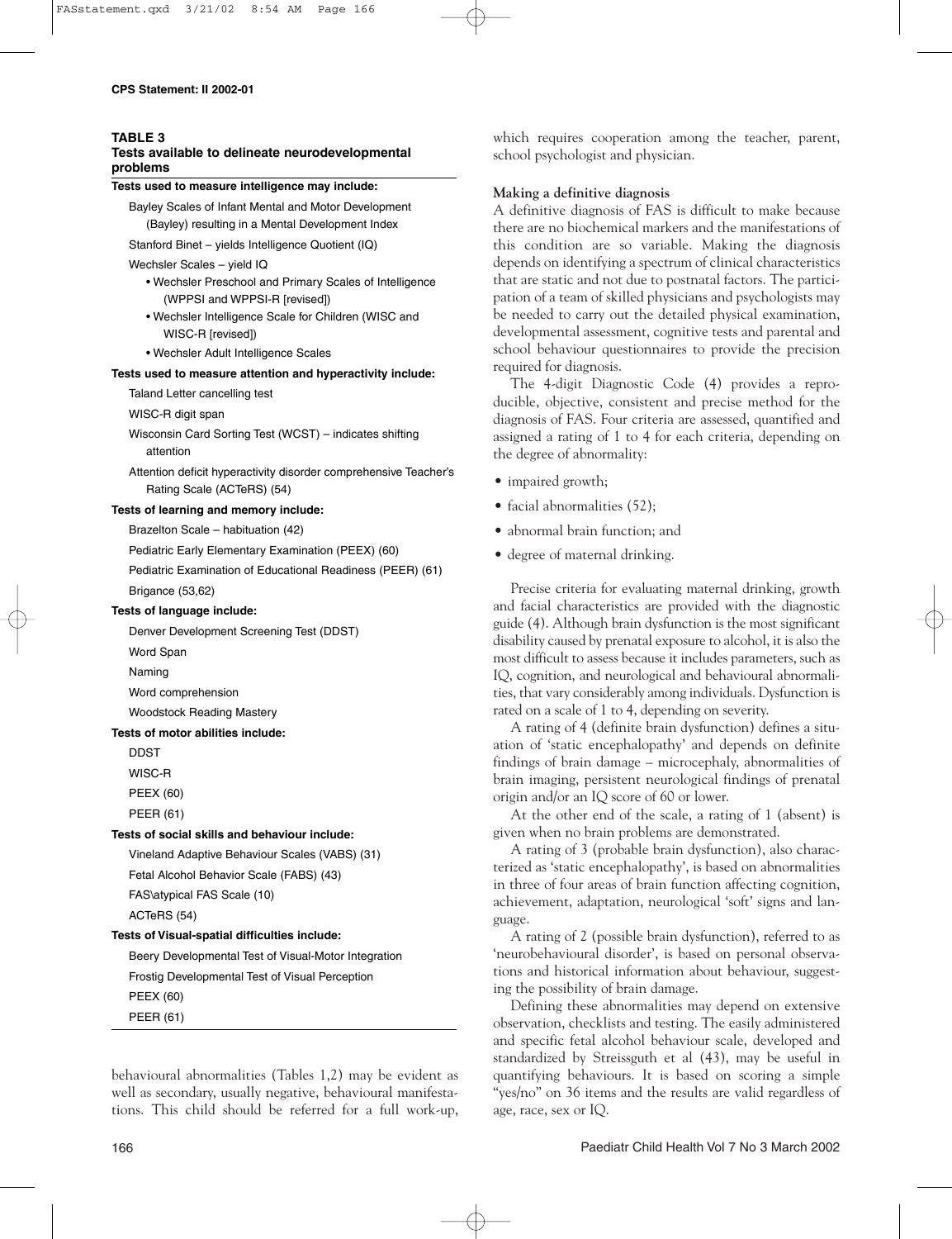**TABLE 3**
**Tests available to delineate neurodevelopmental problems**

**Tests used to measure intelligence may include:**

Bayley Scales of Infant Mental and Motor Development (Bayley) resulting in a Mental Development Index

Stanford Binet – yields Intelligence Quotient (IQ)

Wechsler Scales – yield IQ

- Wechsler Preschool and Primary Scales of Intelligence (WPPSI and WPPSI-R [revised])
- Wechsler Intelligence Scale for Children (WISC and WISC-R [revised])
- Wechsler Adult Intelligence Scales

**Tests used to measure attention and hyperactivity include:**

Taland Letter cancelling test

WISC-R digit span

Wisconsin Card Sorting Test (WCST) – indicates shifting attention

Attention deficit hyperactivity disorder comprehensive Teacher's Rating Scale (ACTeRS) (54)

**Tests of learning and memory include:**

Brazelton Scale – habituation (42)

Pediatric Early Elementary Examination (PEEX) (60)

Pediatric Examination of Educational Readiness (PEER) (61)

Brigance (53,62)

**Tests of language include:**

Denver Development Screening Test (DDST)

Word Span

Naming

Word comprehension

Woodstock Reading Mastery

**Tests of motor abilities include:**

DDST

WISC-R

PEEX (60)

PEER (61)

**Tests of social skills and behaviour include:**

Vineland Adaptive Behaviour Scales (VABS) (31)

Fetal Alcohol Behavior Scale (FABS) (43)

FAS\atypical FAS Scale (10)

ACTeRS (54)

**Tests of Visual-spatial difficulties include:**

Beery Developmental Test of Visual-Motor Integration

Frostig Developmental Test of Visual Perception

PEEX (60)

PEER (61)

behavioural abnormalities (Tables 1,2) may be evident as well as secondary, usually negative, behavioural manifestations. This child should be referred for a full work-up, which requires cooperation among the teacher, parent, school psychologist and physician.

### Making a definitive diagnosis

A definitive diagnosis of FAS is difficult to make because there are no biochemical markers and the manifestations of this condition are so variable. Making the diagnosis depends on identifying a spectrum of clinical characteristics that are static and not due to postnatal factors. The participation of a team of skilled physicians and psychologists may be needed to carry out the detailed physical examination, developmental assessment, cognitive tests and parental and school behaviour questionnaires to provide the precision required for diagnosis.

The 4-digit Diagnostic Code (4) provides a reproducible, objective, consistent and precise method for the diagnosis of FAS. Four criteria are assessed, quantified and assigned a rating of 1 to 4 for each criteria, depending on the degree of abnormality:

- impaired growth;
- facial abnormalities (52);
- abnormal brain function; and
- degree of maternal drinking.

Precise criteria for evaluating maternal drinking, growth and facial characteristics are provided with the diagnostic guide (4). Although brain dysfunction is the most significant disability caused by prenatal exposure to alcohol, it is also the most difficult to assess because it includes parameters, such as IQ, cognition, and neurological and behavioural abnormalities, that vary considerably among individuals. Dysfunction is rated on a scale of 1 to 4, depending on severity.

A rating of 4 (definite brain dysfunction) defines a situation of 'static encephalopathy' and depends on definite findings of brain damage – microcephaly, abnormalities of brain imaging, persistent neurological findings of prenatal origin and/or an IQ score of 60 or lower.

At the other end of the scale, a rating of 1 (absent) is given when no brain problems are demonstrated.

A rating of 3 (probable brain dysfunction), also characterized as 'static encephalopathy', is based on abnormalities in three of four areas of brain function affecting cognition, achievement, adaptation, neurological 'soft' signs and language.

A rating of 2 (possible brain dysfunction), referred to as 'neurobehavioural disorder', is based on personal observations and historical information about behaviour, suggesting the possibility of brain damage.

Defining these abnormalities may depend on extensive observation, checklists and testing. The easily administered and specific fetal alcohol behaviour scale, developed and standardized by Streissguth et al (43), may be useful in quantifying behaviours. It is based on scoring a simple "yes/no" on 36 items and the results are valid regardless of age, race, sex or IQ.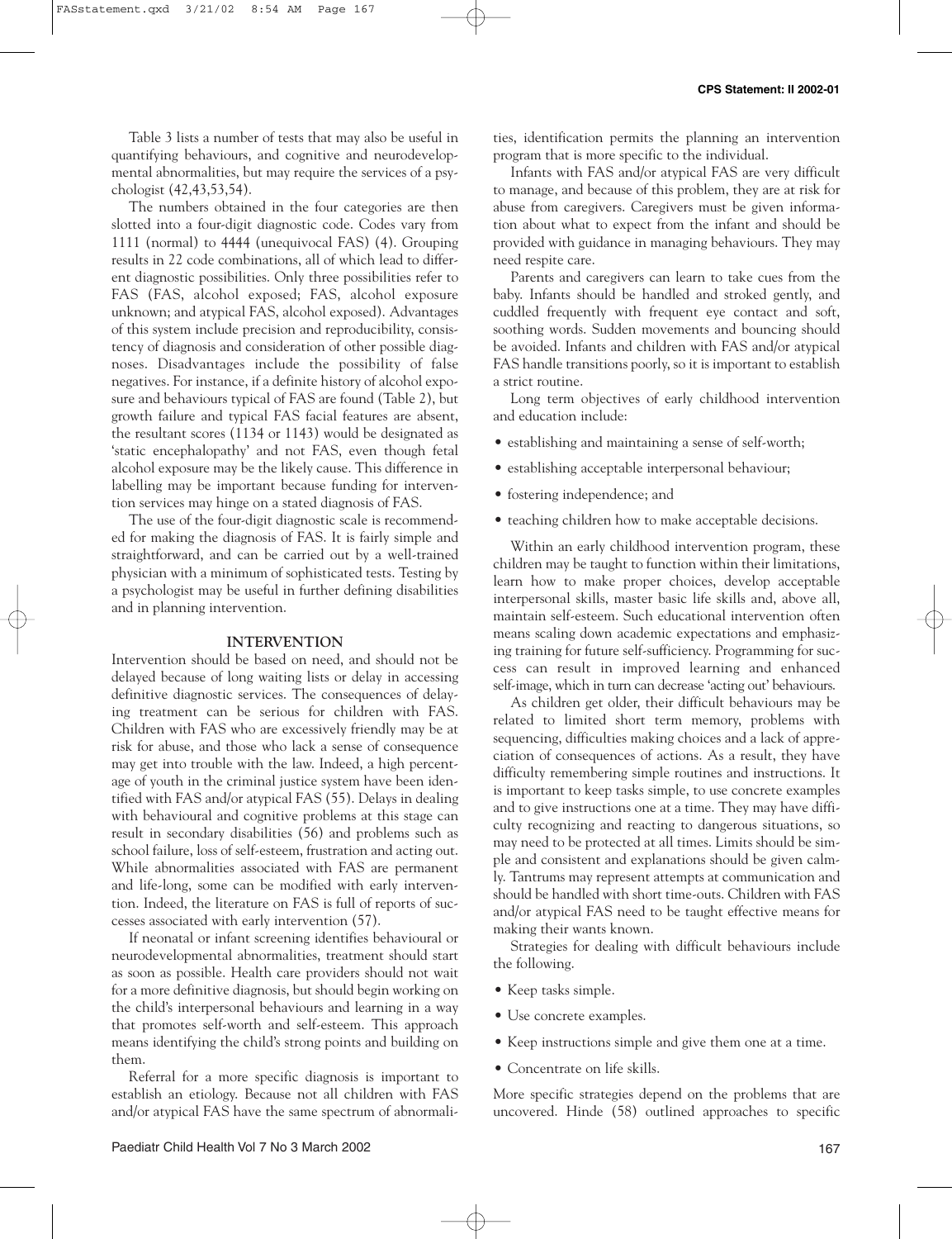Table 3 lists a number of tests that may also be useful in quantifying behaviours, and cognitive and neurodevelopmental abnormalities, but may require the services of a psychologist (42,43,53,54).

The numbers obtained in the four categories are then slotted into a four-digit diagnostic code. Codes vary from 1111 (normal) to 4444 (unequivocal FAS) (4). Grouping results in 22 code combinations, all of which lead to different diagnostic possibilities. Only three possibilities refer to FAS (FAS, alcohol exposed; FAS, alcohol exposure unknown; and atypical FAS, alcohol exposed). Advantages of this system include precision and reproducibility, consistency of diagnosis and consideration of other possible diagnoses. Disadvantages include the possibility of false negatives. For instance, if a definite history of alcohol exposure and behaviours typical of FAS are found (Table 2), but growth failure and typical FAS facial features are absent, the resultant scores (1134 or 1143) would be designated as 'static encephalopathy' and not FAS, even though fetal alcohol exposure may be the likely cause. This difference in labelling may be important because funding for intervention services may hinge on a stated diagnosis of FAS.

The use of the four-digit diagnostic scale is recommended for making the diagnosis of FAS. It is fairly simple and straightforward, and can be carried out by a well-trained physician with a minimum of sophisticated tests. Testing by a psychologist may be useful in further defining disabilities and in planning intervention.

## INTERVENTION

Intervention should be based on need, and should not be delayed because of long waiting lists or delay in accessing definitive diagnostic services. The consequences of delaying treatment can be serious for children with FAS. Children with FAS who are excessively friendly may be at risk for abuse, and those who lack a sense of consequence may get into trouble with the law. Indeed, a high percentage of youth in the criminal justice system have been identified with FAS and/or atypical FAS (55). Delays in dealing with behavioural and cognitive problems at this stage can result in secondary disabilities (56) and problems such as school failure, loss of self-esteem, frustration and acting out. While abnormalities associated with FAS are permanent and life-long, some can be modified with early intervention. Indeed, the literature on FAS is full of reports of successes associated with early intervention (57).

If neonatal or infant screening identifies behavioural or neurodevelopmental abnormalities, treatment should start as soon as possible. Health care providers should not wait for a more definitive diagnosis, but should begin working on the child's interpersonal behaviours and learning in a way that promotes self-worth and self-esteem. This approach means identifying the child's strong points and building on them.

Referral for a more specific diagnosis is important to establish an etiology. Because not all children with FAS and/or atypical FAS have the same spectrum of abnormalities, identification permits the planning an intervention program that is more specific to the individual.

Infants with FAS and/or atypical FAS are very difficult to manage, and because of this problem, they are at risk for abuse from caregivers. Caregivers must be given information about what to expect from the infant and should be provided with guidance in managing behaviours. They may need respite care.

Parents and caregivers can learn to take cues from the baby. Infants should be handled and stroked gently, and cuddled frequently with frequent eye contact and soft, soothing words. Sudden movements and bouncing should be avoided. Infants and children with FAS and/or atypical FAS handle transitions poorly, so it is important to establish a strict routine.

Long term objectives of early childhood intervention and education include:

- establishing and maintaining a sense of self-worth;
- establishing acceptable interpersonal behaviour;
- fostering independence; and
- teaching children how to make acceptable decisions.

Within an early childhood intervention program, these children may be taught to function within their limitations, learn how to make proper choices, develop acceptable interpersonal skills, master basic life skills and, above all, maintain self-esteem. Such educational intervention often means scaling down academic expectations and emphasizing training for future self-sufficiency. Programming for success can result in improved learning and enhanced self-image, which in turn can decrease 'acting out' behaviours.

As children get older, their difficult behaviours may be related to limited short term memory, problems with sequencing, difficulties making choices and a lack of appreciation of consequences of actions. As a result, they have difficulty remembering simple routines and instructions. It is important to keep tasks simple, to use concrete examples and to give instructions one at a time. They may have difficulty recognizing and reacting to dangerous situations, so may need to be protected at all times. Limits should be simple and consistent and explanations should be given calmly. Tantrums may represent attempts at communication and should be handled with short time-outs. Children with FAS and/or atypical FAS need to be taught effective means for making their wants known.

Strategies for dealing with difficult behaviours include the following.

- Keep tasks simple.
- Use concrete examples.
- Keep instructions simple and give them one at a time.
- Concentrate on life skills.

More specific strategies depend on the problems that are uncovered. Hinde (58) outlined approaches to specific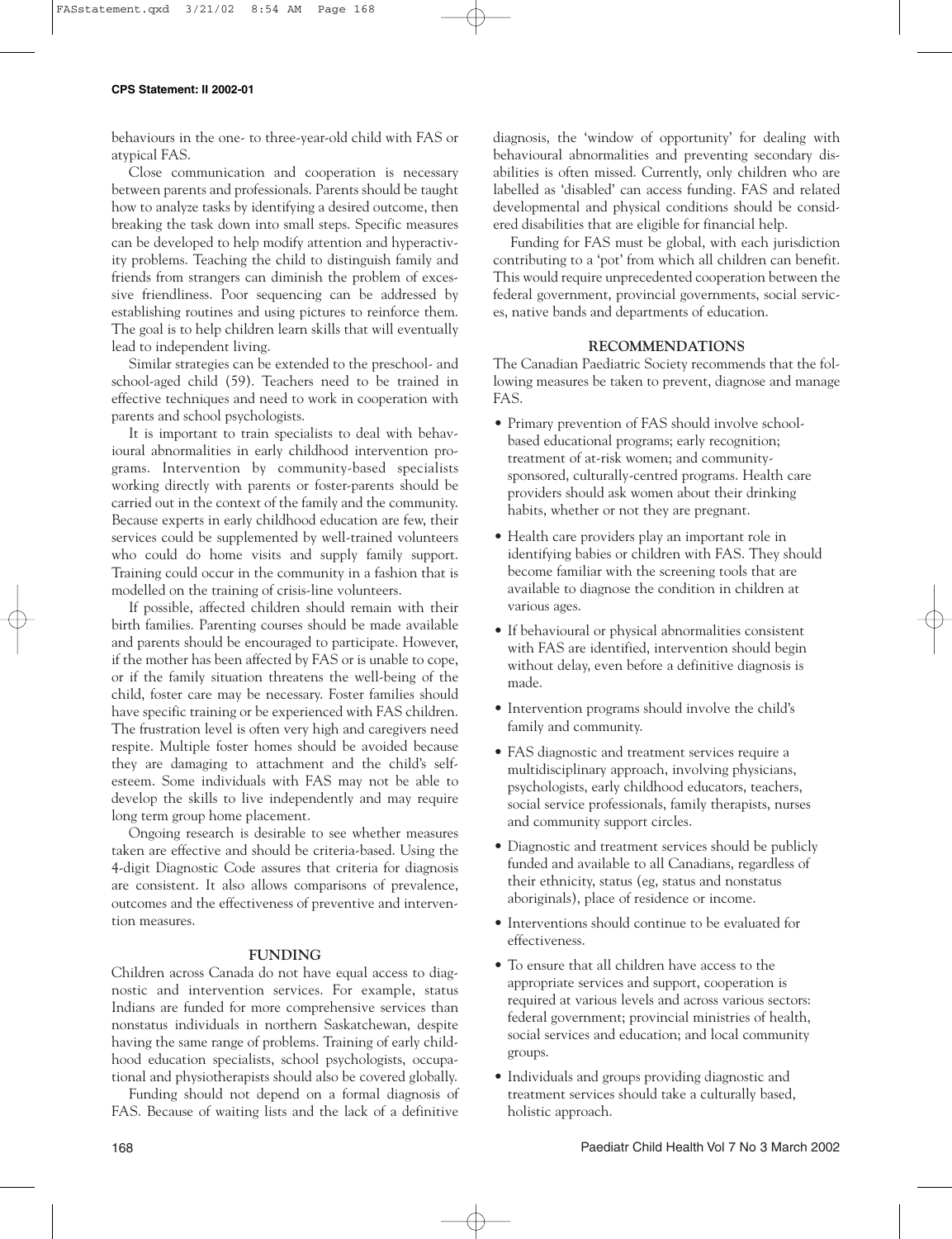behaviours in the one- to three-year-old child with FAS or atypical FAS.

Close communication and cooperation is necessary between parents and professionals. Parents should be taught how to analyze tasks by identifying a desired outcome, then breaking the task down into small steps. Specific measures can be developed to help modify attention and hyperactivity problems. Teaching the child to distinguish family and friends from strangers can diminish the problem of excessive friendliness. Poor sequencing can be addressed by establishing routines and using pictures to reinforce them. The goal is to help children learn skills that will eventually lead to independent living.

Similar strategies can be extended to the preschool- and school-aged child (59). Teachers need to be trained in effective techniques and need to work in cooperation with parents and school psychologists.

It is important to train specialists to deal with behavioural abnormalities in early childhood intervention programs. Intervention by community-based specialists working directly with parents or foster-parents should be carried out in the context of the family and the community. Because experts in early childhood education are few, their services could be supplemented by well-trained volunteers who could do home visits and supply family support. Training could occur in the community in a fashion that is modelled on the training of crisis-line volunteers.

If possible, affected children should remain with their birth families. Parenting courses should be made available and parents should be encouraged to participate. However, if the mother has been affected by FAS or is unable to cope, or if the family situation threatens the well-being of the child, foster care may be necessary. Foster families should have specific training or be experienced with FAS children. The frustration level is often very high and caregivers need respite. Multiple foster homes should be avoided because they are damaging to attachment and the child's self-esteem. Some individuals with FAS may not be able to develop the skills to live independently and may require long term group home placement.

Ongoing research is desirable to see whether measures taken are effective and should be criteria-based. Using the 4-digit Diagnostic Code assures that criteria for diagnosis are consistent. It also allows comparisons of prevalence, outcomes and the effectiveness of preventive and intervention measures.

## FUNDING

Children across Canada do not have equal access to diagnostic and intervention services. For example, status Indians are funded for more comprehensive services than nonstatus individuals in northern Saskatchewan, despite having the same range of problems. Training of early childhood education specialists, school psychologists, occupational and physiotherapists should also be covered globally.

Funding should not depend on a formal diagnosis of FAS. Because of waiting lists and the lack of a definitive diagnosis, the 'window of opportunity' for dealing with behavioural abnormalities and preventing secondary disabilities is often missed. Currently, only children who are labelled as 'disabled' can access funding. FAS and related developmental and physical conditions should be considered disabilities that are eligible for financial help.

Funding for FAS must be global, with each jurisdiction contributing to a 'pot' from which all children can benefit. This would require unprecedented cooperation between the federal government, provincial governments, social services, native bands and departments of education.

## RECOMMENDATIONS

The Canadian Paediatric Society recommends that the following measures be taken to prevent, diagnose and manage FAS.

- Primary prevention of FAS should involve school-based educational programs; early recognition; treatment of at-risk women; and community-sponsored, culturally-centred programs. Health care providers should ask women about their drinking habits, whether or not they are pregnant.
- Health care providers play an important role in identifying babies or children with FAS. They should become familiar with the screening tools that are available to diagnose the condition in children at various ages.
- If behavioural or physical abnormalities consistent with FAS are identified, intervention should begin without delay, even before a definitive diagnosis is made.
- Intervention programs should involve the child's family and community.
- FAS diagnostic and treatment services require a multidisciplinary approach, involving physicians, psychologists, early childhood educators, teachers, social service professionals, family therapists, nurses and community support circles.
- Diagnostic and treatment services should be publicly funded and available to all Canadians, regardless of their ethnicity, status (eg, status and nonstatus aboriginals), place of residence or income.
- Interventions should continue to be evaluated for effectiveness.
- To ensure that all children have access to the appropriate services and support, cooperation is required at various levels and across various sectors: federal government; provincial ministries of health, social services and education; and local community groups.
- Individuals and groups providing diagnostic and treatment services should take a culturally based, holistic approach.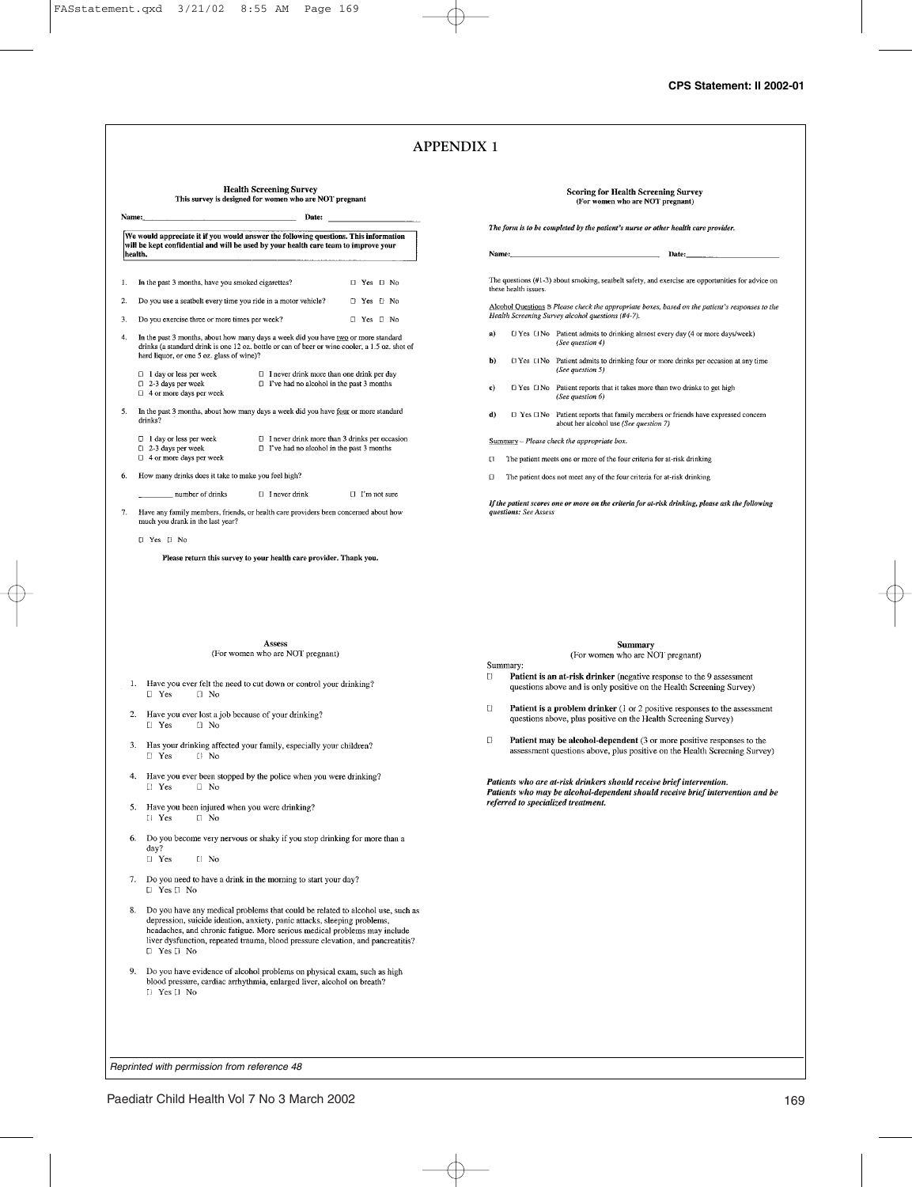# APPENDIX 1

## Health Screening Survey

**This survey is designed for women who are NOT pregnant**

**Name:**\_\_\_\_\_\_\_\_\_\_\_\_\_\_\_\_\_\_\_\_ **Date:** \_\_\_\_\_\_\_\_\_\_\_\_\_\_\_\_\_\_\_\_

**We would appreciate it if you would answer the following questions. This information will be kept confidential and will be used by your health care team to improve your health.**

1. In the past 3 months, have you smoked cigarettes? ☐ Yes ☐ No
2. Do you use a seatbelt every time you ride in a motor vehicle? ☐ Yes ☐ No
3. Do you exercise three or more times per week? ☐ Yes ☐ No
4. In the past 3 months, about how many days a week did you have two or more standard drinks (a standard drink is one 12 oz. bottle or can of beer or wine cooler, a 1.5 oz. shot of hard liquor, or one 5 oz. glass of wine)?
   - ☐ 1 day or less per week
   - ☐ 2-3 days per week
   - ☐ 4 or more days per week
   - ☐ I never drink more than one drink per day
   - ☐ I've had no alcohol in the past 3 months
5. In the past 3 months, about how many days a week did you have four or more standard drinks?
   - ☐ 1 day or less per week
   - ☐ 2-3 days per week
   - ☐ 4 or more days per week
   - ☐ I never drink more than 3 drinks per occasion
   - ☐ I've had no alcohol in the past 3 months
6. How many drinks does it take to make you feel high?
   
   \_\_\_\_\_\_\_\_ number of drinks ☐ I never drink ☐ I'm not sure
7. Have any family members, friends, or health care providers been concerned about how much you drank in the last year?
   
   ☐ Yes ☐ No

**Please return this survey to your health care provider. Thank you.**

## Scoring for Health Screening Survey

**(For women who are NOT pregnant)**

***The form is to be completed by the patient's nurse or other health care provider.***

**Name:**\_\_\_\_\_\_\_\_\_\_\_\_\_\_\_\_\_\_\_\_ **Date:**\_\_\_\_\_\_\_\_\_\_\_\_\_\_\_\_\_\_\_\_

The questions (#1-3) about smoking, seatbelt safety, and exercise are opportunities for advice on these health issues.

Alcohol Questions B *Please check the appropriate boxes, based on the patient's responses to the Health Screening Survey alcohol questions (#4-7).*

- **a)** ☐ Yes ☐ No Patient admits to drinking almost every day (4 or more days/week) *(See question 4)*
- **b)** ☐ Yes ☐ No Patient admits to drinking four or more drinks per occasion at any time *(See question 5)*
- **c)** ☐ Yes ☐ No Patient reports that it takes more than two drinks to get high *(See question 6)*
- **d)** ☐ Yes ☐ No Patient reports that family members or friends have expressed concern about her alcohol use *(See question 7)*

Summary – *Please check the appropriate box.*

- ☐ The patient meets one or more of the four criteria for at-risk drinking
- ☐ The patient does not meet any of the four criteria for at-risk drinking

***If the patient scores one or more on the criteria for at-risk drinking, please ask the following questions: See Assess***

## Assess

(For women who are NOT pregnant)

1. Have you ever felt the need to cut down or control your drinking?
   ☐ Yes ☐ No
2. Have you ever lost a job because of your drinking?
   ☐ Yes ☐ No
3. Has your drinking affected your family, especially your children?
   ☐ Yes ☐ No
4. Have you ever been stopped by the police when you were drinking?
   ☐ Yes ☐ No
5. Have you been injured when you were drinking?
   ☐ Yes ☐ No
6. Do you become very nervous or shaky if you stop drinking for more than a day?
   ☐ Yes ☐ No
7. Do you need to have a drink in the morning to start your day?
   ☐ Yes ☐ No
8. Do you have any medical problems that could be related to alcohol use, such as depression, suicide ideation, anxiety, panic attacks, sleeping problems, headaches, and chronic fatigue. More serious medical problems may include liver dysfunction, repeated trauma, blood pressure elevation, and pancreatitis?
   ☐ Yes ☐ No
9. Do you have evidence of alcohol problems on physical exam, such as high blood pressure, cardiac arrhythmia, enlarged liver, alcohol on breath?
   ☐ Yes ☐ No

## Summary

(For women who are NOT pregnant)

Summary:

- ☐ **Patient is an at-risk drinker** (negative response to the 9 assessment questions above and is only positive on the Health Screening Survey)
- ☐ **Patient is a problem drinker** (1 or 2 positive responses to the assessment questions above, plus positive on the Health Screening Survey)
- ☐ **Patient may be alcohol-dependent** (3 or more positive responses to the assessment questions above, plus positive on the Health Screening Survey)

***Patients who are at-risk drinkers should receive brief intervention.***
***Patients who may be alcohol-dependent should receive brief intervention and be referred to specialized treatment.***

*Reprinted with permission from reference 48*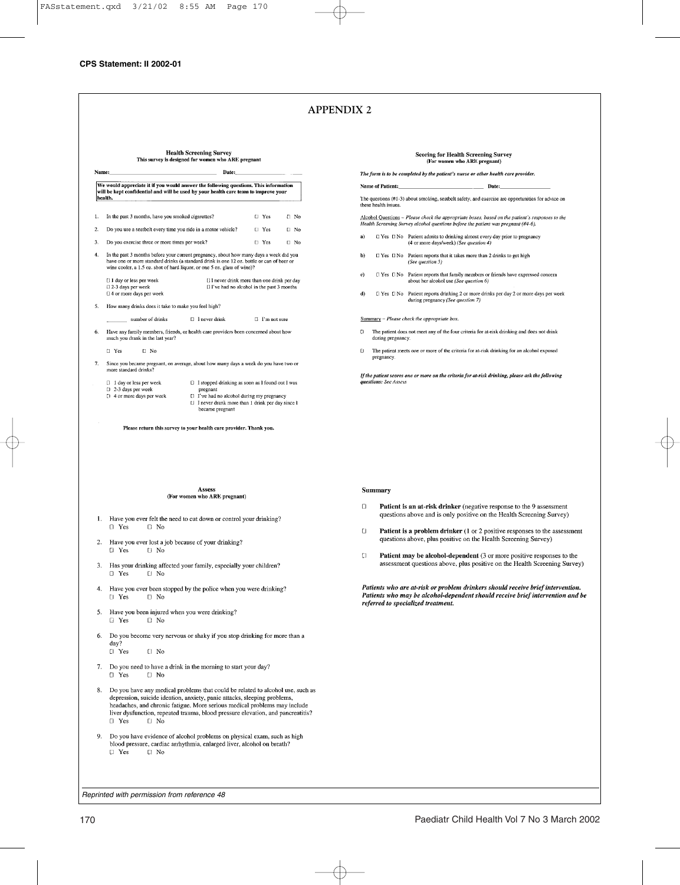# APPENDIX 2

### Health Screening Survey

This survey is designed for women who ARE pregnant

Name:_______________________ Date:_______________

> We would appreciate it if you would answer the following questions. This information will be kept confidential and will be used by your health care team to improve your health.

1. In the past 3 months, have you smoked cigarettes? ☐ Yes ☐ No
2. Do you use a seatbelt every time you ride in a motor vehicle? ☐ Yes ☐ No
3. Do you exercise three or more times per week? ☐ Yes ☐ No
4. In the past 3 months before your current pregnancy, about how many days a week did you have one or more standard drinks (a standard drink is one 12 oz. bottle or can of beer or wine cooler, a 1.5 oz. shot of hard liquor, or one 5 oz. glass of wine)?
   - ☐ 1 day or less per week
   - ☐ 2-3 days per week
   - ☐ 4 or more days per week
   - ☐ I never drink more than one drink per day
   - ☐ I've had no alcohol in the past 3 months
5. How many drinks does it take to make you feel high?
   - _______ number of drinks ☐ I never drink ☐ I'm not sure
6. Have any family members, friends, or health care providers been concerned about how much you drank in the last year?
   - ☐ Yes ☐ No
7. Since you became pregnant, on average, about how many days a week do you have two or more standard drinks?
   - ☐ 1 day or less per week
   - ☐ 2-3 days per week
   - ☐ 4 or more days per week
   - ☐ I stopped drinking as soon as I found out I was pregnant
   - ☐ I've had no alcohol during my pregnancy
   - ☐ I never drank more than 1 drink per day since I became pregnant

**Please return this survey to your health care provider. Thank you.**

### Scoring for Health Screening Survey

(For women who ARE pregnant)

*The form is to be completed by the patient's nurse or other health care provider.*

**Name of Patient:**_______________________ **Date:**_______________

The questions (#1-3) about smoking, seatbelt safety, and exercise are opportunities for advice on these health issues.

Alcohol Questions – *Please check the appropriate boxes, based on the patient's responses to the Health Screening Survey alcohol questions before the patient was pregnant (#4-6).*

a) ☐ Yes ☐ No Patient admits to drinking almost every day prior to pregnancy (4 or more days/week) *(See question 4)*

b) ☐ Yes ☐ No Patient reports that it takes more than 2 drinks to get high *(See question 5)*

c) ☐ Yes ☐ No Patient reports that family members or friends have expressed concern about her alcohol use *(See question 6)*

d) ☐ Yes ☐ No Patient reports drinking 2 or more drinks per day 2 or more days per week during pregnancy *(See question 7)*

Summary – *Please check the appropriate box.*

☐ The patient does not meet any of the four criteria for at-risk drinking and does not drink during pregnancy.

☐ The patient meets one or more of the criteria for at-risk drinking for an alcohol exposed pregnancy.

*If the patient scores one or more on the criteria for at-risk drinking, please ask the following questions: See Assess*

### Assess

(For women who ARE pregnant)

1. Have you ever felt the need to cut down or control your drinking? ☐ Yes ☐ No
2. Have you ever lost a job because of your drinking? ☐ Yes ☐ No
3. Has your drinking affected your family, especially your children? ☐ Yes ☐ No
4. Have you ever been stopped by the police when you were drinking? ☐ Yes ☐ No
5. Have you been injured when you were drinking? ☐ Yes ☐ No
6. Do you become very nervous or shaky if you stop drinking for more than a day? ☐ Yes ☐ No
7. Do you need to have a drink in the morning to start your day? ☐ Yes ☐ No
8. Do you have any medical problems that could be related to alcohol use, such as depression, suicide ideation, anxiety, panic attacks, sleeping problems, headaches, and chronic fatigue. More serious medical problems may include liver dysfunction, repeated trauma, blood pressure elevation, and pancreatitis? ☐ Yes ☐ No
9. Do you have evidence of alcohol problems on physical exam, such as high blood pressure, cardiac arrhythmia, enlarged liver, alcohol on breath? ☐ Yes ☐ No

### Summary

☐ **Patient is an at-risk drinker** (negative response to the 9 assessment questions above and is only positive on the Health Screening Survey)

☐ **Patient is a problem drinker** (1 or 2 positive responses to the assessment questions above, plus positive on the Health Screening Survey)

☐ **Patient may be alcohol-dependent** (3 or more positive responses to the assessment questions above, plus positive on the Health Screening Survey)

***Patients who are at-risk or problem drinkers should receive brief intervention. Patients who may be alcohol-dependent should receive brief intervention and be referred to specialized treatment.***

*Reprinted with permission from reference 48*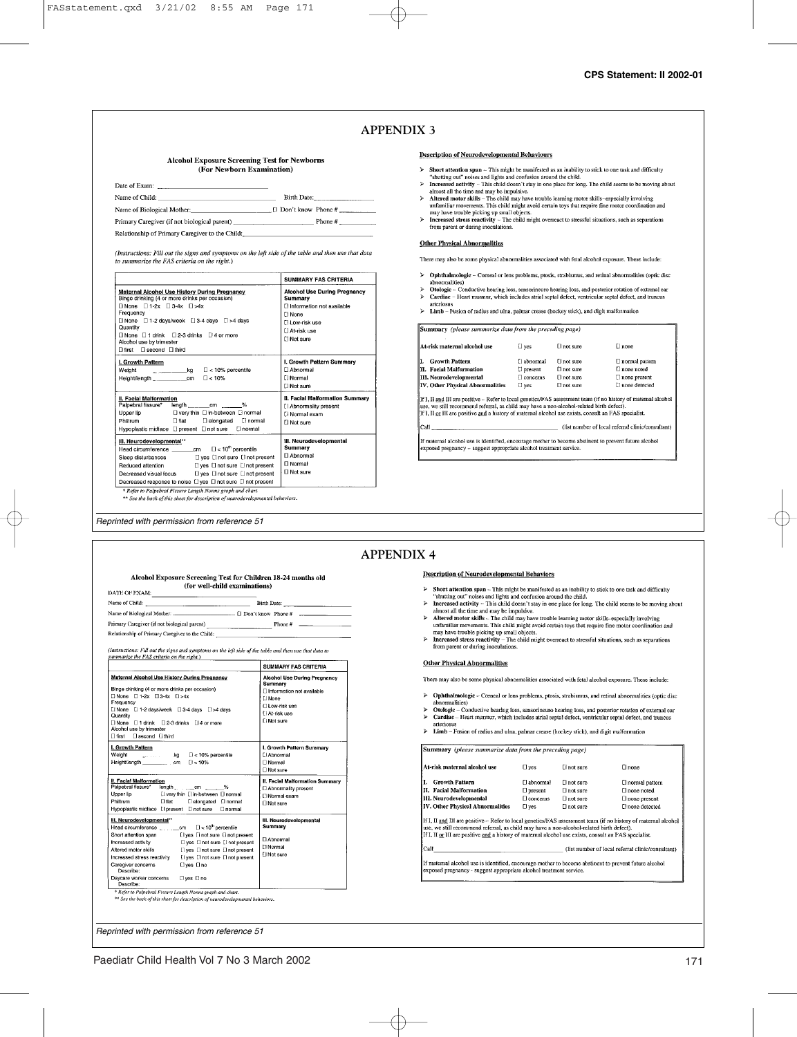# APPENDIX 3

### Alcohol Exposure Screening Test for Newborns (For Newborn Examination)

Date of Exam: ______________________

Name of Child: ______________________ Birth Date: ____________

Name of Biological Mother: ______________________ ☐ Don't know Phone # ________

Primary Caregiver (if not biological parent) ______________________ Phone # ________

Relationship of Primary Caregiver to the Child: ______________________

*(Instructions: Fill out the signs and symptoms on the left side of the table and then use that data to summarize the FAS criteria on the right.)*

| | SUMMARY FAS CRITERIA |
|---|---|
| **Maternal Alcohol Use History During Pregnancy**<br>Binge drinking (4 or more drinks per occasion)<br>☐ None ☐ 1-2x ☐ 3-4x ☐ >4x<br>Frequency<br>☐ None ☐ 1-2 days/week ☐ 3-4 days ☐ >4 days<br>Quantity<br>☐ None ☐ 1 drink ☐ 2-3 drinks ☐ 4 or more<br>Alcohol use by trimester<br>☐ first ☐ second ☐ third | **Alcohol Use During Pregnancy Summary**<br>☐ Information not available<br>☐ None<br>☐ Low-risk use<br>☐ At-risk use<br>☐ Not sure |
| **I. Growth Pattern**<br>Weight ________kg ☐ < 10% percentile<br>Height/length ________cm ☐ < 10% | **I. Growth Pattern Summary**<br>☐ Abnormal<br>☐ Normal<br>☐ Not sure |
| **II. Facial Malformation**<br>Palpebral fissure* length ______cm ______%<br>Upper lip ☐ very thin ☐ in-between ☐ normal<br>Philtrum ☐ flat ☐ elongated ☐ normal<br>Hypoplastic midface ☐ present ☐ not sure ☐ normal | **II. Facial Malformation Summary**<br>☐ Abnormality present<br>☐ Normal exam<br>☐ Not sure |
| **III. Neurodevelopmental****<br>Head circumference ______cm ☐ < 10th percentile<br>Sleep disturbances ☐ yes ☐ not sure ☐ not present<br>Reduced attention ☐ yes ☐ not sure ☐ not present<br>Decreased visual focus ☐ yes ☐ not sure ☐ not present<br>Decreased response to noise ☐ yes ☐ not sure ☐ not present | **III. Neurodevelopmental Summary**<br>☐ Abnormal<br>☐ Normal<br>☐ Not sure |

*\* Refer to Palpebral Fissure Length Norms graph and chart.*
*\*\* See the back of this sheet for description of neurodevelopmental behaviors.*

### Description of Neurodevelopmental Behaviours

- **Short attention span** – This might be manifested as an inability to stick to one task and difficulty "shutting out" noises and lights and confusion around the child.
- **Increased activity** – This child doesn't stay in one place for long. The child seems to be moving about almost all the time and may be impulsive.
- **Altered motor skills** – The child may have trouble learning motor skills–especially involving unfamiliar movements. This child might avoid certain toys that require fine motor coordination and may have trouble picking up small objects.
- **Increased stress reactivity** – The child might overreact to stressful situations, such as separations from parent or during inoculations.

### Other Physical Abnormalities

There may also be some physical abnormalities associated with fetal alcohol exposure. These include:

- **Ophthalmologic** – Corneal or lens problems, ptosis, strabismus, and retinal abnormalities (optic disc abnormalities)
- **Otologic** – Conductive hearing loss, sensorineuro hearing loss, and posterior rotation of external ear
- **Cardiac** – Heart murmur, which includes atrial septal defect, ventricular septal defect, and truncus arteriosus
- **Limb** – Fusion of radius and ulna, palmar crease (hockey stick), and digit malformation

**Summary** *(please summarize data from the preceding page)*

| At-risk maternal alcohol use | ☐ yes | ☐ not sure | ☐ none |
|---|---|---|---|
| **I. Growth Pattern** | ☐ abnormal | ☐ not sure | ☐ normal pattern |
| **II. Facial Malformation** | ☐ present | ☐ not sure | ☐ none noted |
| **III. Neurodevelopmental** | ☐ concerns | ☐ not sure | ☐ none present |
| **IV. Other Physical Abnormalities** | ☐ yes | ☐ not sure | ☐ none detected |

If I, II and III are positive – Refer to local genetics/FAS assessment team (if no history of maternal alcohol use, we still recommend referral, as child may have a non-alcohol-related birth defect).
If I, II or III are positive and a history of maternal alcohol use exists, consult an FAS specialist.

Call ______________________ (list number of local referral clinic/consultant)

If maternal alcohol use is identified, encourage mother to become abstinent to prevent future alcohol exposed pregnancy - suggest appropriate alcohol treatment service.

Reprinted with permission from reference 51

# APPENDIX 4

### Alcohol Exposure Screening Test for Children 18-24 months old (for well-child examinations)

DATE OF EXAM: ______________________

Name of Child: ______________________ Birth Date: ____________

Name of Biological Mother: ______________________ ☐ Don't know Phone # ________

Primary Caregiver (if not biological parent) ______________________ Phone # ________

Relationship of Primary Caregiver to the Child: ______________________

*(Instructions: Fill out the signs and symptoms on the left side of the table and then use that data to summarize the FAS criteria on the right.)*

| | SUMMARY FAS CRITERIA |
|---|---|
| **Maternal Alcohol Use History During Pregnancy**<br>Binge drinking (4 or more drinks per occasion)<br>☐ None ☐ 1-2x ☐ 3-4x ☐ >4x<br>Frequency<br>☐ None ☐ 1-2 days/week ☐ 3-4 days ☐ >4 days<br>Quantity<br>☐ None ☐ 1 drink ☐ 2-3 drinks ☐ 4 or more<br>Alcohol use by trimester<br>☐ first ☐ second ☐ third | **Alcohol Use During Pregnancy Summary**<br>☐ Information not available<br>☐ None<br>☐ Low-risk use<br>☐ At-risk use<br>☐ Not sure |
| **I. Growth Pattern**<br>Weight ________kg ☐ < 10% percentile<br>Height/length ________cm ☐ < 10% | **I. Growth Pattern Summary**<br>☐ Abnormal<br>☐ Normal<br>☐ Not sure |
| **II. Facial Malformation**<br>Palpebral fissure* length ______cm ______%<br>Upper lip ☐ very thin ☐ in-between ☐ normal<br>Philtrum ☐ flat ☐ elongated ☐ normal<br>Hypoplastic midface ☐ present ☐ not sure ☐ normal | **II. Facial Malformation Summary**<br>☐ Abnormality present<br>☐ Normal exam<br>☐ Not sure |
| **III. Neurodevelopmental****<br>Head circumference ______cm ☐ < 10th percentile<br>Short attention span ☐ yes ☐ not sure ☐ not present<br>Increased activity ☐ yes ☐ not sure ☐ not present<br>Altered motor skills ☐ yes ☐ not sure ☐ not present<br>Increased stress reactivity ☐ yes ☐ not sure ☐ not present<br>Caregiver concerns ☐ yes ☐ no<br>Describe:<br>Daycare worker concerns ☐ yes ☐ no<br>Describe: | **III. Neurodevelopmental Summary**<br>☐ Abnormal<br>☐ Normal<br>☐ Not sure |

*\* Refer to Palpebral Fissure Length Norms graph and chart.*
*\*\* See the back of this sheet for description of neurodevelopmental behaviors.*

### Description of Neurodevelopmental Behaviors

- **Short attention span** – This might be manifested as an inability to stick to one task and difficulty "shutting out" noises and lights and confusion around the child.
- **Increased activity** – This child doesn't stay in one place for long. The child seems to be moving about almost all the time and may be impulsive.
- **Altered motor skills** – The child may have trouble learning motor skills–especially involving unfamiliar movements. This child might avoid certain toys that require fine motor coordination and may have trouble picking up small objects.
- **Increased stress reactivity** – The child might overreact to stressful situations, such as separations from parent or during inoculations.

### Other Physical Abnormalities

There may also be some physical abnormalities associated with fetal alcohol exposure. These include:

- **Ophthalmologic** – Corneal or lens problems, ptosis, strabismus, and retinal abnormalities (optic disc abnormalities)
- **Otologic** – Conductive hearing loss, sensorineuro hearing loss, and posterior rotation of external ear
- **Cardiac** – Heart murmur, which includes atrial septal defect, ventricular septal defect, and truncus arteriosus
- **Limb** – Fusion of radius and ulna, palmar crease (hockey stick), and digit malformation

**Summary** *(please summarize data from the preceding page)*

| At-risk maternal alcohol use | ☐ yes | ☐ not sure | ☐ none |
|---|---|---|---|
| **I. Growth Pattern** | ☐ abnormal | ☐ not sure | ☐ normal pattern |
| **II. Facial Malformation** | ☐ present | ☐ not sure | ☐ none noted |
| **III. Neurodevelopmental** | ☐ concerns | ☐ not sure | ☐ none present |
| **IV. Other Physical Abnormalities** | ☐ yes | ☐ not sure | ☐ none detected |

If I, II and III are positive – Refer to local genetics/FAS assessment team (if no history of maternal alcohol use, we still recommend referral, as child may have a non-alcohol-related birth defect).
If I, II or III are positive and a history of maternal alcohol use exists, consult an FAS specialist.

Call ______________________ (list number of local referral clinic/consultant)

If maternal alcohol use is identified, encourage mother to become abstinent to prevent future alcohol exposed pregnancy - suggest appropriate alcohol treatment service.

Reprinted with permission from reference 51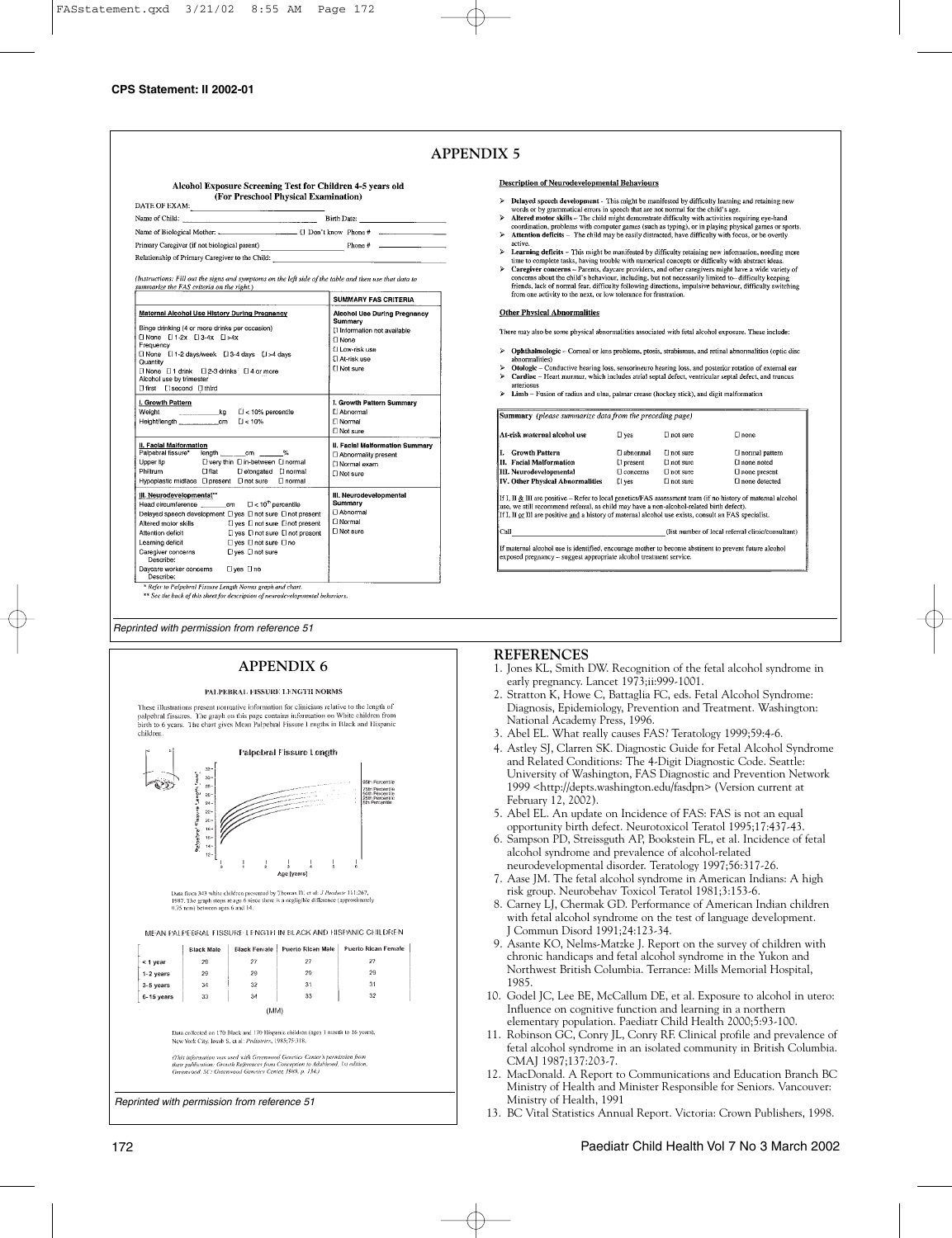## APPENDIX 5

### Alcohol Exposure Screening Test for Children 4-5 years old (For Preschool Physical Examination)

DATE OF EXAM: ______

Name of Child: ______ Birth Date: ______

Name of Biological Mother: ______ ☐ Don't know Phone # ______

Primary Caregiver (if not biological parent) ______ Phone # ______

Relationship of Primary Caregiver to the Child: ______

*(Instructions: Fill out the signs and symptoms on the left side of the table and then use that data to summarize the FAS criteria on the right.)*

| | SUMMARY FAS CRITERIA |
|---|---|
| **Maternal Alcohol Use History During Pregnancy**<br>Binge drinking (4 or more drinks per occasion)<br>☐ None ☐ 1-2x ☐ 3-4x ☐ >4x<br>Frequency<br>☐ None ☐ 1-2 days/week ☐ 3-4 days ☐ >4 days<br>Quantity<br>☐ None ☐ 1 drink ☐ 2-3 drinks ☐ 4 or more<br>Alcohol use by trimester<br>☐ first ☐ second ☐ third | **Alcohol Use During Pregnancy Summary**<br>☐ Information not available<br>☐ None<br>☐ Low-risk use<br>☐ At-risk use<br>☐ Not sure |
| **I. Growth Pattern**<br>Weight ______ kg ☐ < 10% percentile<br>Height/length ______ cm ☐ < 10% | **I. Growth Pattern Summary**<br>☐ Abnormal<br>☐ Normal<br>☐ Not sure |
| **II. Facial Malformation**<br>Palpebral fissure* length ______ cm ______ %<br>Upper lip ☐ very thin ☐ in-between ☐ normal<br>Philtrum ☐ flat ☐ elongated ☐ normal<br>Hypoplastic midface ☐ present ☐ not sure ☐ normal | **II. Facial Malformation Summary**<br>☐ Abnormality present<br>☐ Normal exam<br>☐ Not sure |
| **III. Neurodevelopmental****<br>Head circumference ______ cm ☐ < 10th percentile<br>Delayed speech development ☐ yes ☐ not sure ☐ not present<br>Altered motor skills ☐ yes ☐ not sure ☐ not present<br>Attention deficit ☐ yes ☐ not sure ☐ not present<br>Learning deficit ☐ yes ☐ not sure ☐ no<br>Caregiver concerns ☐ yes ☐ not sure<br>Describe:<br>Daycare worker concerns ☐ yes ☐ no<br>Describe: | **III. Neurodevelopmental Summary**<br>☐ Abnormal<br>☐ Normal<br>☐ Not sure |

\* Refer to Palpebral Fissure Length Norms graph and chart.
\*\* See the back of this sheet for description of neurodevelopmental behaviors.

**Description of Neurodevelopmental Behaviours**

- **Delayed speech development** - This might be manifested by difficulty learning and retaining new words or by grammatical errors in speech that are not normal for the child's age.
- **Altered motor skills** – The child might demonstrate difficulty with activities requiring eye-hand coordination, problems with computer games (such as typing), or in playing physical games or sports.
- **Attention deficits** – The child may be easily distracted, have difficulty with focus, or be overtly active.
- **Learning deficits** – This might be manifested by difficulty retaining new information, needing more time to complete tasks, having trouble with numerical concepts or difficulty with abstract ideas.
- **Caregiver concerns** – Parents, daycare providers, and other caregivers might have a wide variety of concerns about the child's behaviour, including, but not necessarily limited to– difficulty keeping friends, lack of normal fear, difficulty following directions, impulsive behaviour, difficulty switching from one activity to the next, or low tolerance for frustration.

**Other Physical Abnormalities**

There may also be some physical abnormalities associated with fetal alcohol exposure. These include:

- **Ophthalmologic** – Corneal or lens problems, ptosis, strabismus, and retinal abnormalities (optic disc abnormalities)
- **Otologic** – Conductive hearing loss, sensorineuro hearing loss, and posterior rotation of external ear
- **Cardiac** – Heart murmur, which includes atrial septal defect, ventricular septal defect, and truncus arteriosus
- **Limb** – Fusion of radius and ulna, palmar crease (hockey stick), and digit malformation

**Summary** *(please summarize data from the preceding page)*

| | | | |
|---|---|---|---|
| At-risk maternal alcohol use | ☐ yes | ☐ not sure | ☐ none |
| I. Growth Pattern | ☐ abnormal | ☐ not sure | ☐ normal pattern |
| II. Facial Malformation | ☐ present | ☐ not sure | ☐ none noted |
| III. Neurodevelopmental | ☐ concerns | ☐ not sure | ☐ none present |
| IV. Other Physical Abnormalities | ☐ yes | ☐ not sure | ☐ none detected |

If I, II & III are positive – Refer to local genetics/FAS assessment team (if no history of maternal alcohol use, we still recommend referral, as child may have a non-alcohol-related birth defect).
If I, II or III are positive and a history of maternal alcohol use exists, consult an FAS specialist.

Call ______ (list number of local referral clinic/consultant)

If maternal alcohol use is identified, encourage mother to become abstinent to prevent future alcohol exposed pregnancy – suggest appropriate alcohol treatment service.

*Reprinted with permission from reference 51*

## APPENDIX 6

### PALPEBRAL FISSURE LENGTH NORMS

These illustrations present normative information for clinicians relative to the length of palpebral fissures. The graph on this page contains information on White children from birth to 6 years. The chart gives Mean Palpebral Fissure Lengths in Black and Hispanic children.

Palpebral Fissure Length

Data from 363 white children presented by Thomas IT, et al: J Pediatr 111:267, 1987. The graph stops at age 6 since there is a negligible difference (approximately 0.75 mm) between ages 6 and 14.

MEAN PALPEBRAL FISSURE LENGTH IN BLACK AND HISPANIC CHILDREN

| | Black Male | Black Female | Puerto Rican Male | Puerto Rican Female |
|---|---|---|---|---|
| < 1 year | 26 | 27 | 27 | 27 |
| 1-2 years | 29 | 29 | 29 | 29 |
| 3-5 years | 34 | 32 | 31 | 31 |
| 6-15 years | 33 | 34 | 33 | 32 |

(MM)

Data collected on 170 Black and 170 Hispanic children (ages 1 month to 16 years), New York City. Iosub S, et al: Pediatrics, 1985;75:318.

(This information was used with Greenwood Genetics Center's permission from their publication: Growth References from Conception to Adulthood. 1st edition. Greenwood, SC: Greenwood Genetics Center, 1989, p. 154.)

*Reprinted with permission from reference 51*

## REFERENCES

1. Jones KL, Smith DW. Recognition of the fetal alcohol syndrome in early pregnancy. Lancet 1973;ii:999-1001.
2. Stratton K, Howe C, Battaglia FC, eds. Fetal Alcohol Syndrome: Diagnosis, Epidemiology, Prevention and Treatment. Washington: National Academy Press, 1996.
3. Abel EL. What really causes FAS? Teratology 1999;59:4-6.
4. Astley SJ, Clarren SK. Diagnostic Guide for Fetal Alcohol Syndrome and Related Conditions: The 4-Digit Diagnostic Code. Seattle: University of Washington, FAS Diagnostic and Prevention Network 1999 <http://depts.washington.edu/fasdpn> (Version current at February 12, 2002).
5. Abel EL. An update on Incidence of FAS: FAS is not an equal opportunity birth defect. Neurotoxicol Teratol 1995;17:437-43.
6. Sampson PD, Streissguth AP, Bookstein FL, et al. Incidence of fetal alcohol syndrome and prevalence of alcohol-related neurodevelopmental disorder. Teratology 1997;56:317-26.
7. Aase JM. The fetal alcohol syndrome in American Indians: A high risk group. Neurobehav Toxicol Teratol 1981;3:153-6.
8. Carney LJ, Chermak GD. Performance of American Indian children with fetal alcohol syndrome on the test of language development. J Commun Disord 1991;24:123-34.
9. Asante KO, Nelms-Matzke J. Report on the survey of children with chronic handicaps and fetal alcohol syndrome in the Yukon and Northwest British Columbia. Terrance: Mills Memorial Hospital, 1985.
10. Godel JC, Lee BE, McCallum DE, et al. Exposure to alcohol in utero: Influence on cognitive function and learning in a northern elementary population. Paediatr Child Health 2000;5:93-100.
11. Robinson GC, Conry JL, Conry RF. Clinical profile and prevalence of fetal alcohol syndrome in an isolated community in British Columbia. CMAJ 1987;137:203-7.
12. MacDonald. A Report to Communications and Education Branch BC Ministry of Health and Minister Responsible for Seniors. Vancouver: Ministry of Health, 1991
13. BC Vital Statistics Annual Report. Victoria: Crown Publishers, 1998.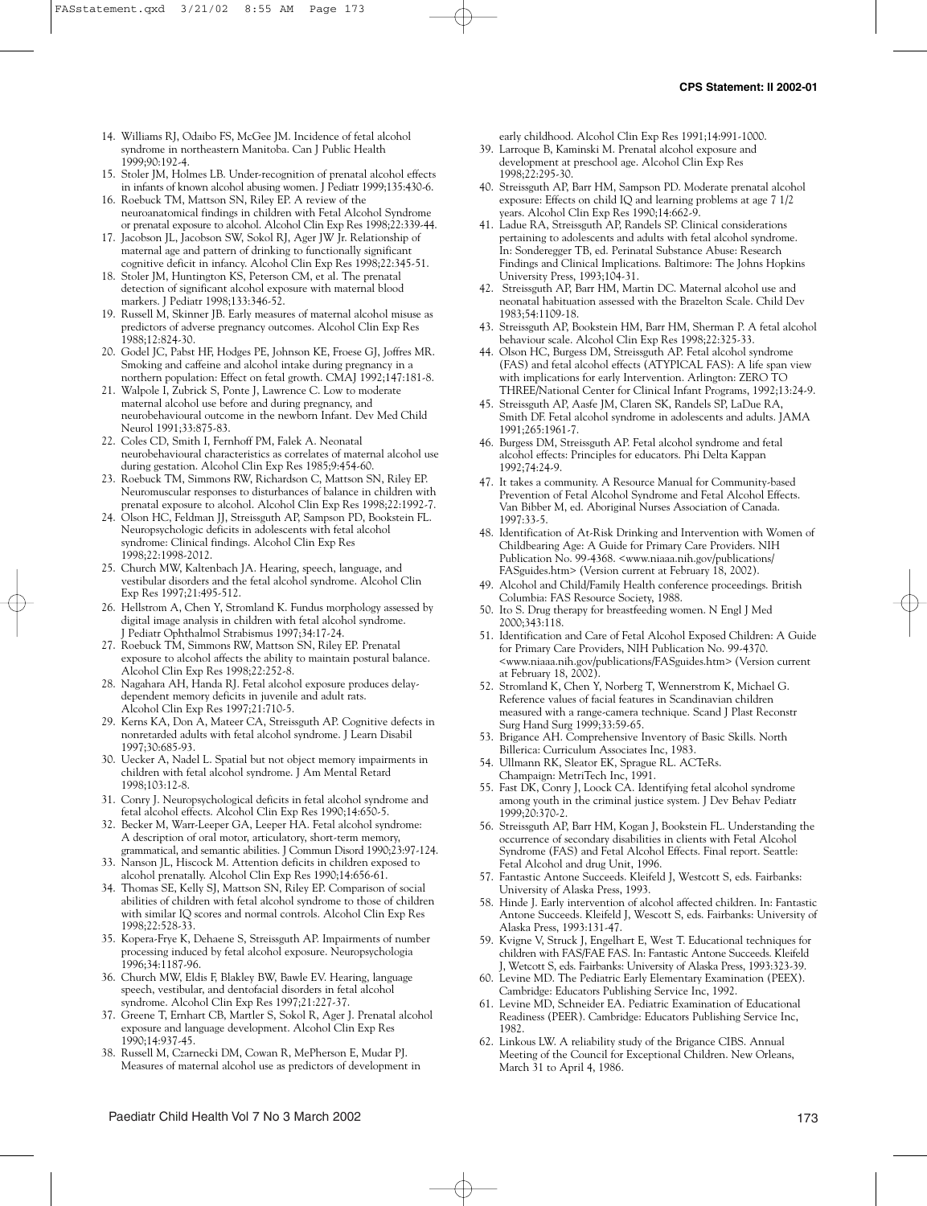14. Williams RJ, Odaibo FS, McGee JM. Incidence of fetal alcohol syndrome in northeastern Manitoba. Can J Public Health 1999;90:192-4.
15. Stoler JM, Holmes LB. Under-recognition of prenatal alcohol effects in infants of known alcohol abusing women. J Pediatr 1999;135:430-6.
16. Roebuck TM, Mattson SN, Riley EP. A review of the neuroanatomical findings in children with Fetal Alcohol Syndrome or prenatal exposure to alcohol. Alcohol Clin Exp Res 1998;22:339-44.
17. Jacobson JL, Jacobson SW, Sokol RJ, Ager JW Jr. Relationship of maternal age and pattern of drinking to functionally significant cognitive deficit in infancy. Alcohol Clin Exp Res 1998;22:345-51.
18. Stoler JM, Huntington KS, Peterson CM, et al. The prenatal detection of significant alcohol exposure with maternal blood markers. J Pediatr 1998;133:346-52.
19. Russell M, Skinner JB. Early measures of maternal alcohol misuse as predictors of adverse pregnancy outcomes. Alcohol Clin Exp Res 1988;12:824-30.
20. Godel JC, Pabst HF, Hodges PE, Johnson KE, Froese GJ, Joffres MR. Smoking and caffeine and alcohol intake during pregnancy in a northern population: Effect on fetal growth. CMAJ 1992;147:181-8.
21. Walpole I, Zubrick S, Ponte J, Lawrence C. Low to moderate maternal alcohol use before and during pregnancy, and neurobehavioural outcome in the newborn Infant. Dev Med Child Neurol 1991;33:875-83.
22. Coles CD, Smith I, Fernhoff PM, Falek A. Neonatal neurobehavioural characteristics as correlates of maternal alcohol use during gestation. Alcohol Clin Exp Res 1985;9:454-60.
23. Roebuck TM, Simmons RW, Richardson C, Mattson SN, Riley EP. Neuromuscular responses to disturbances of balance in children with prenatal exposure to alcohol. Alcohol Clin Exp Res 1998;22:1992-7.
24. Olson HC, Feldman JJ, Streissguth AP, Sampson PD, Bookstein FL. Neuropsychologic deficits in adolescents with fetal alcohol syndrome: Clinical findings. Alcohol Clin Exp Res 1998;22:1998-2012.
25. Church MW, Kaltenbach JA. Hearing, speech, language, and vestibular disorders and the fetal alcohol syndrome. Alcohol Clin Exp Res 1997;21:495-512.
26. Hellstrom A, Chen Y, Stromland K. Fundus morphology assessed by digital image analysis in children with fetal alcohol syndrome. J Pediatr Ophthalmol Strabismus 1997;34:17-24.
27. Roebuck TM, Simmons RW, Mattson SN, Riley EP. Prenatal exposure to alcohol affects the ability to maintain postural balance. Alcohol Clin Exp Res 1998;22:252-8.
28. Nagahara AH, Handa RJ. Fetal alcohol exposure produces delay-dependent memory deficits in juvenile and adult rats. Alcohol Clin Exp Res 1997;21:710-5.
29. Kerns KA, Don A, Mateer CA, Streissguth AP. Cognitive defects in nonretarded adults with fetal alcohol syndrome. J Learn Disabil 1997;30:685-93.
30. Uecker A, Nadel L. Spatial but not object memory impairments in children with fetal alcohol syndrome. J Am Mental Retard 1998;103:12-8.
31. Conry J. Neuropsychological deficits in fetal alcohol syndrome and fetal alcohol effects. Alcohol Clin Exp Res 1990;14:650-5.
32. Becker M, Warr-Leeper GA, Leeper HA. Fetal alcohol syndrome: A description of oral motor, articulatory, short-term memory, grammatical, and semantic abilities. J Commun Disord 1990;23:97-124.
33. Nanson JL, Hiscock M. Attention deficits in children exposed to alcohol prenatally. Alcohol Clin Exp Res 1990;14:656-61.
34. Thomas SE, Kelly SJ, Mattson SN, Riley EP. Comparison of social abilities of children with fetal alcohol syndrome to those of children with similar IQ scores and normal controls. Alcohol Clin Exp Res 1998;22:528-33.
35. Kopera-Frye K, Dehaene S, Streissguth AP. Impairments of number processing induced by fetal alcohol exposure. Neuropsychologia 1996;34:1187-96.
36. Church MW, Eldis F, Blakley BW, Bawle EV. Hearing, language speech, vestibular, and dentofacial disorders in fetal alcohol syndrome. Alcohol Clin Exp Res 1997;21:227-37.
37. Greene T, Ernhart CB, Martler S, Sokol R, Ager J. Prenatal alcohol exposure and language development. Alcohol Clin Exp Res 1990;14:937-45.
38. Russell M, Czarnecki DM, Cowan R, McPherson E, Mudar PJ. Measures of maternal alcohol use as predictors of development in early childhood. Alcohol Clin Exp Res 1991;14:991-1000.
39. Larroque B, Kaminski M. Prenatal alcohol exposure and development at preschool age. Alcohol Clin Exp Res 1998;22:295-30.
40. Streissguth AP, Barr HM, Sampson PD. Moderate prenatal alcohol exposure: Effects on child IQ and learning problems at age 7 1/2 years. Alcohol Clin Exp Res 1990;14:662-9.
41. Ladue RA, Streissguth AP, Randels SP. Clinical considerations pertaining to adolescents and adults with fetal alcohol syndrome. In: Sonderegger TB, ed. Perinatal Substance Abuse: Research Findings and Clinical Implications. Baltimore: The Johns Hopkins University Press, 1993;104-31.
42. Streissguth AP, Barr HM, Martin DC. Maternal alcohol use and neonatal habituation assessed with the Brazelton Scale. Child Dev 1983;54:1109-18.
43. Streissguth AP, Bookstein HM, Barr HM, Sherman P. A fetal alcohol behaviour scale. Alcohol Clin Exp Res 1998;22:325-33.
44. Olson HC, Burgess DM, Streissguth AP. Fetal alcohol syndrome (FAS) and fetal alcohol effects (ATYPICAL FAS): A life span view with implications for early Intervention. Arlington: ZERO TO THREE/National Center for Clinical Infant Programs, 1992;13:24-9.
45. Streissguth AP, Aasfe JM, Claren SK, Randels SP, LaDue RA, Smith DF. Fetal alcohol syndrome in adolescents and adults. JAMA 1991;265:1961-7.
46. Burgess DM, Streissguth AP. Fetal alcohol syndrome and fetal alcohol effects: Principles for educators. Phi Delta Kappan 1992;74:24-9.
47. It takes a community. A Resource Manual for Community-based Prevention of Fetal Alcohol Syndrome and Fetal Alcohol Effects. Van Bibber M, ed. Aboriginal Nurses Association of Canada. 1997:33-5.
48. Identification of At-Risk Drinking and Intervention with Women of Childbearing Age: A Guide for Primary Care Providers. NIH Publication No. 99-4368. <www.niaaa.nih.gov/publications/FASguides.htm> (Version current at February 18, 2002).
49. Alcohol and Child/Family Health conference proceedings. British Columbia: FAS Resource Society, 1988.
50. Ito S. Drug therapy for breastfeeding women. N Engl J Med 2000;343:118.
51. Identification and Care of Fetal Alcohol Exposed Children: A Guide for Primary Care Providers, NIH Publication No. 99-4370. <www.niaaa.nih.gov/publications/FASguides.htm> (Version current at February 18, 2002).
52. Stromland K, Chen Y, Norberg T, Wennerstrom K, Michael G. Reference values of facial features in Scandinavian children measured with a range-camera technique. Scand J Plast Reconstr Surg Hand Surg 1999;33:59-65.
53. Brigance AH. Comprehensive Inventory of Basic Skills. North Billerica: Curriculum Associates Inc, 1983.
54. Ullmann RK, Sleator EK, Sprague RL. ACTeRs. Champaign: MetriTech Inc, 1991.
55. Fast DK, Conry J, Loock CA. Identifying fetal alcohol syndrome among youth in the criminal justice system. J Dev Behav Pediatr 1999;20:370-2.
56. Streissguth AP, Barr HM, Kogan J, Bookstein FL. Understanding the occurrence of secondary disabilities in clients with Fetal Alcohol Syndrome (FAS) and Fetal Alcohol Effects. Final report. Seattle: Fetal Alcohol and drug Unit, 1996.
57. Fantastic Antone Succeeds. Kleifeld J, Westcott S, eds. Fairbanks: University of Alaska Press, 1993.
58. Hinde J. Early intervention of alcohol affected children. In: Fantastic Antone Succeeds. Kleifeld J, Wescott S, eds. Fairbanks: University of Alaska Press, 1993:131-47.
59. Kvigne V, Struck J, Engelhart E, West T. Educational techniques for children with FAS/FAE FAS. In: Fantastic Antone Succeeds. Kleifeld J, Wetcott S, eds. Fairbanks: University of Alaska Press, 1993:323-39.
60. Levine MD. The Pediatric Early Elementary Examination (PEEX). Cambridge: Educators Publishing Service Inc, 1992.
61. Levine MD, Schneider EA. Pediatric Examination of Educational Readiness (PEER). Cambridge: Educators Publishing Service Inc, 1982.
62. Linkous LW. A reliability study of the Brigance CIBS. Annual Meeting of the Council for Exceptional Children. New Orleans, March 31 to April 4, 1986.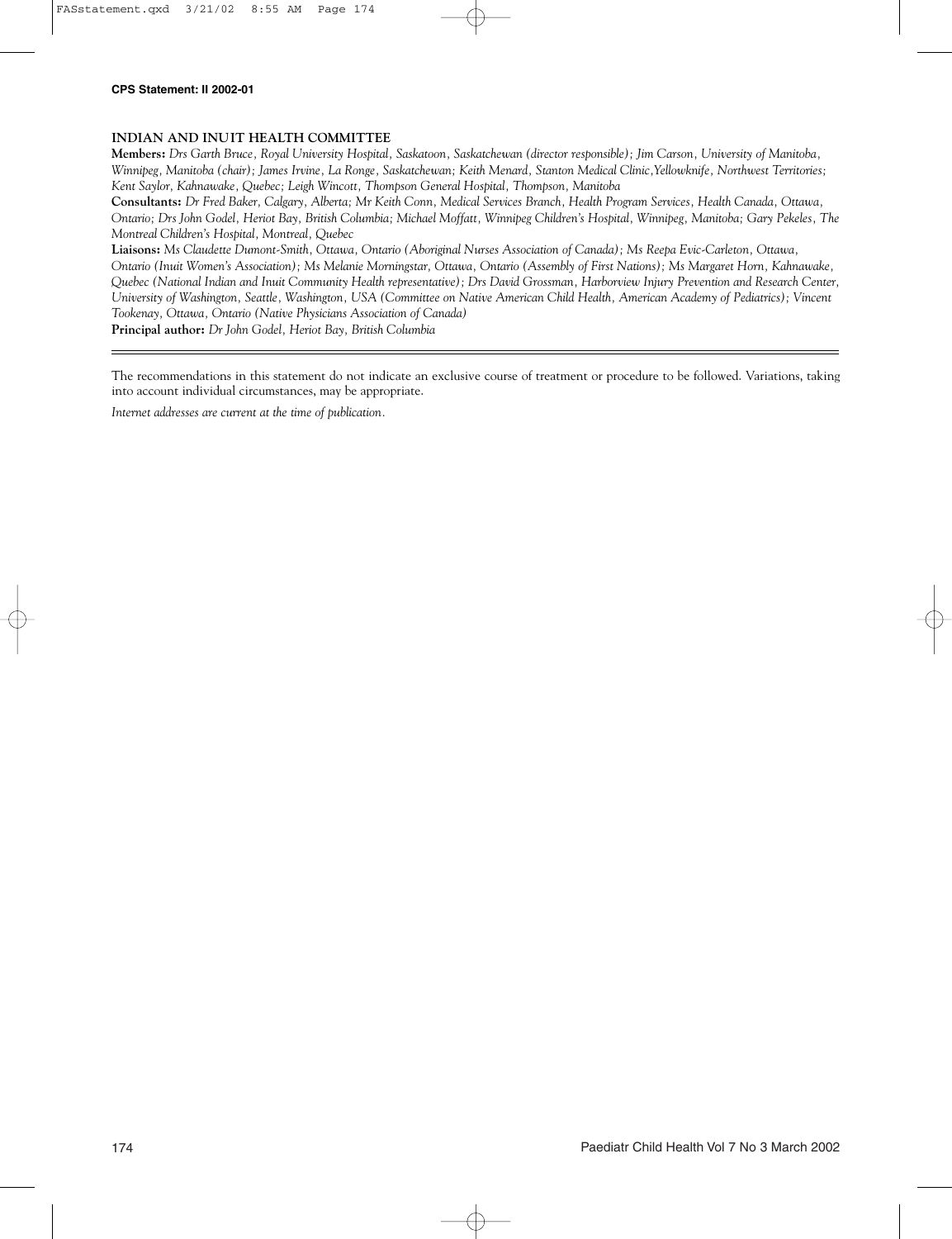CPS Statement: II 2002-01

**INDIAN AND INUIT HEALTH COMMITTEE**

**Members:** *Drs Garth Bruce, Royal University Hospital, Saskatoon, Saskatchewan (director responsible); Jim Carson, University of Manitoba, Winnipeg, Manitoba (chair); James Irvine, La Ronge, Saskatchewan; Keith Menard, Stanton Medical Clinic,Yellowknife, Northwest Territories; Kent Saylor, Kahnawake, Quebec; Leigh Wincott, Thompson General Hospital, Thompson, Manitoba*

**Consultants:** *Dr Fred Baker, Calgary, Alberta; Mr Keith Conn, Medical Services Branch, Health Program Services, Health Canada, Ottawa, Ontario; Drs John Godel, Heriot Bay, British Columbia; Michael Moffatt, Winnipeg Children's Hospital, Winnipeg, Manitoba; Gary Pekeles, The Montreal Children's Hospital, Montreal, Quebec*

**Liaisons:** *Ms Claudette Dumont-Smith, Ottawa, Ontario (Aboriginal Nurses Association of Canada); Ms Reepa Evic-Carleton, Ottawa, Ontario (Inuit Women's Association); Ms Melanie Morningstar, Ottawa, Ontario (Assembly of First Nations); Ms Margaret Horn, Kahnawake, Quebec (National Indian and Inuit Community Health representative); Drs David Grossman, Harborview Injury Prevention and Research Center, University of Washington, Seattle, Washington, USA (Committee on Native American Child Health, American Academy of Pediatrics); Vincent Tookenay, Ottawa, Ontario (Native Physicians Association of Canada)*

**Principal author:** *Dr John Godel, Heriot Bay, British Columbia*

---

The recommendations in this statement do not indicate an exclusive course of treatment or procedure to be followed. Variations, taking into account individual circumstances, may be appropriate.

*Internet addresses are current at the time of publication.*